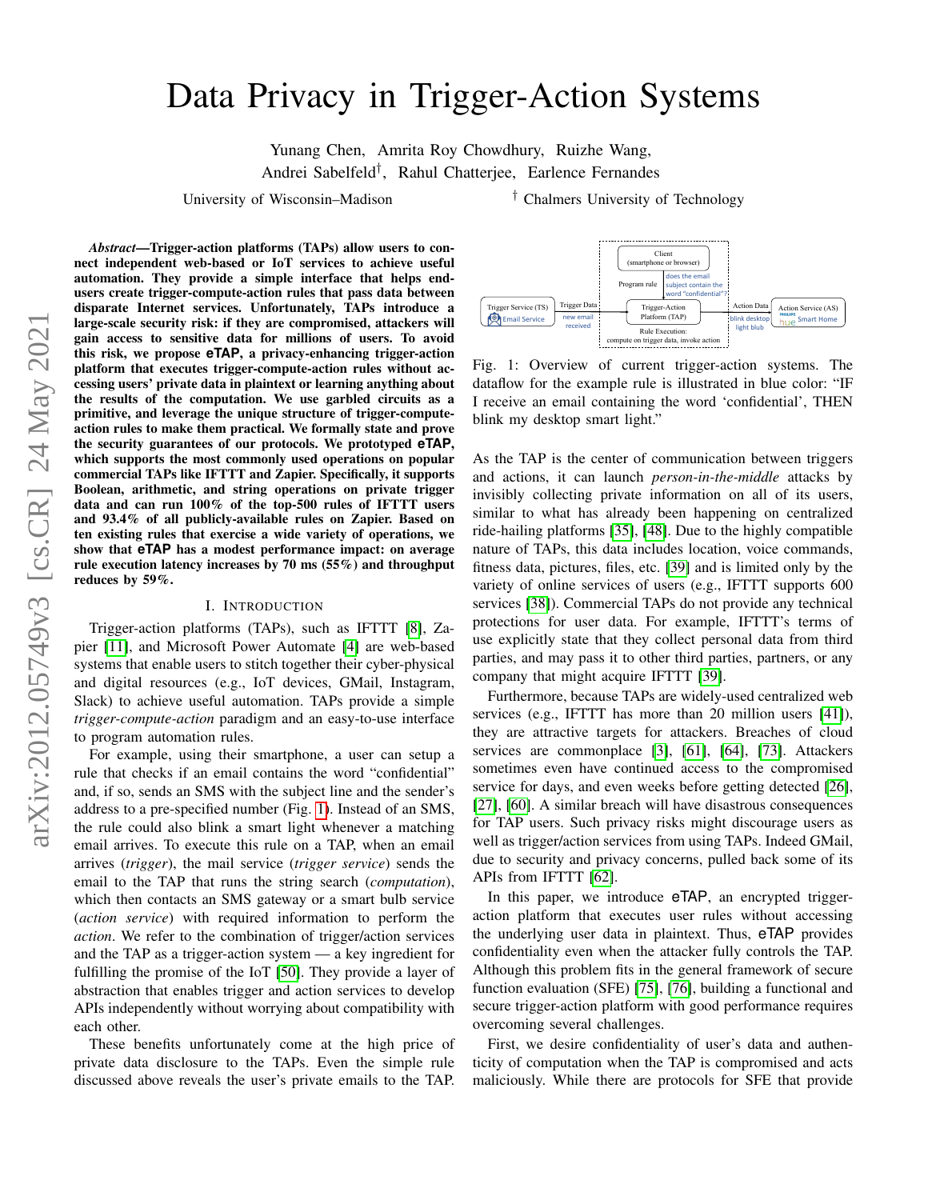# Data Privacy in Trigger-Action Systems

Yunang Chen, Amrita Roy Chowdhury, Ruizhe Wang, Andrei Sabelfeld[†], Rahul Chatterjee, Earlence Fernandes

University of Wisconsin–Madison [†] Chalmers University of Technology

***Abstract*—Trigger-action platforms (TAPs) allow users to connect independent web-based or IoT services to achieve useful automation. They provide a simple interface that helps end-users create trigger-compute-action rules that pass data between disparate Internet services. Unfortunately, TAPs introduce a large-scale security risk: if they are compromised, attackers will gain access to sensitive data for millions of users. To avoid this risk, we propose eTAP, a privacy-enhancing trigger-action platform that executes trigger-compute-action rules without accessing users' private data in plaintext or learning anything about the results of the computation. We use garbled circuits as a primitive, and leverage the unique structure of trigger-compute-action rules to make them practical. We formally state and prove the security guarantees of our protocols. We prototyped eTAP, which supports the most commonly used operations on popular commercial TAPs like IFTTT and Zapier. Specifically, it supports Boolean, arithmetic, and string operations on private trigger data and can run 100% of the top-500 rules of IFTTT users and 93.4% of all publicly-available rules on Zapier. Based on ten existing rules that exercise a wide variety of operations, we show that eTAP has a modest performance impact: on average rule execution latency increases by 70 ms (55%) and throughput reduces by 59%.**

## I. Introduction

Trigger-action platforms (TAPs), such as IFTTT [8], Zapier [11], and Microsoft Power Automate [4] are web-based systems that enable users to stitch together their cyber-physical and digital resources (e.g., IoT devices, GMail, Instagram, Slack) to achieve useful automation. TAPs provide a simple *trigger-compute-action* paradigm and an easy-to-use interface to program automation rules.

For example, using their smartphone, a user can setup a rule that checks if an email contains the word "confidential" and, if so, sends an SMS with the subject line and the sender's address to a pre-specified number (Fig. 1). Instead of an SMS, the rule could also blink a smart light whenever a matching email arrives. To execute this rule on a TAP, when an email arrives (*trigger*), the mail service (*trigger service*) sends the email to the TAP that runs the string search (*computation*), which then contacts an SMS gateway or a smart bulb service (*action service*) with required information to perform the *action*. We refer to the combination of trigger/action services and the TAP as a trigger-action system — a key ingredient for fulfilling the promise of the IoT [50]. They provide a layer of abstraction that enables trigger and action services to develop APIs independently without worrying about compatibility with each other.

These benefits unfortunately come at the high price of private data disclosure to the TAPs. Even the simple rule discussed above reveals the user's private emails to the TAP.

Fig. 1: Overview of current trigger-action systems. The dataflow for the example rule is illustrated in blue color: "IF I receive an email containing the word 'confidential', THEN blink my desktop smart light."

As the TAP is the center of communication between triggers and actions, it can launch *person-in-the-middle* attacks by invisibly collecting private information on all of its users, similar to what has already been happening on centralized ride-hailing platforms [35], [48]. Due to the highly compatible nature of TAPs, this data includes location, voice commands, fitness data, pictures, files, etc. [39] and is limited only by the variety of online services of users (e.g., IFTTT supports 600 services [38]). Commercial TAPs do not provide any technical protections for user data. For example, IFTTT's terms of use explicitly state that they collect personal data from third parties, and may pass it to other third parties, partners, or any company that might acquire IFTTT [39].

Furthermore, because TAPs are widely-used centralized web services (e.g., IFTTT has more than 20 million users [41]), they are attractive targets for attackers. Breaches of cloud services are commonplace [3], [61], [64], [73]. Attackers sometimes even have continued access to the compromised service for days, and even weeks before getting detected [26], [27], [60]. A similar breach will have disastrous consequences for TAP users. Such privacy risks might discourage users as well as trigger/action services from using TAPs. Indeed GMail, due to security and privacy concerns, pulled back some of its APIs from IFTTT [62].

In this paper, we introduce eTAP, an encrypted trigger-action platform that executes user rules without accessing the underlying user data in plaintext. Thus, eTAP provides confidentiality even when the attacker fully controls the TAP. Although this problem fits in the general framework of secure function evaluation (SFE) [75], [76], building a functional and secure trigger-action platform with good performance requires overcoming several challenges.

First, we desire confidentiality of user's data and authenticity of computation when the TAP is compromised and acts maliciously. While there are protocols for SFE that provide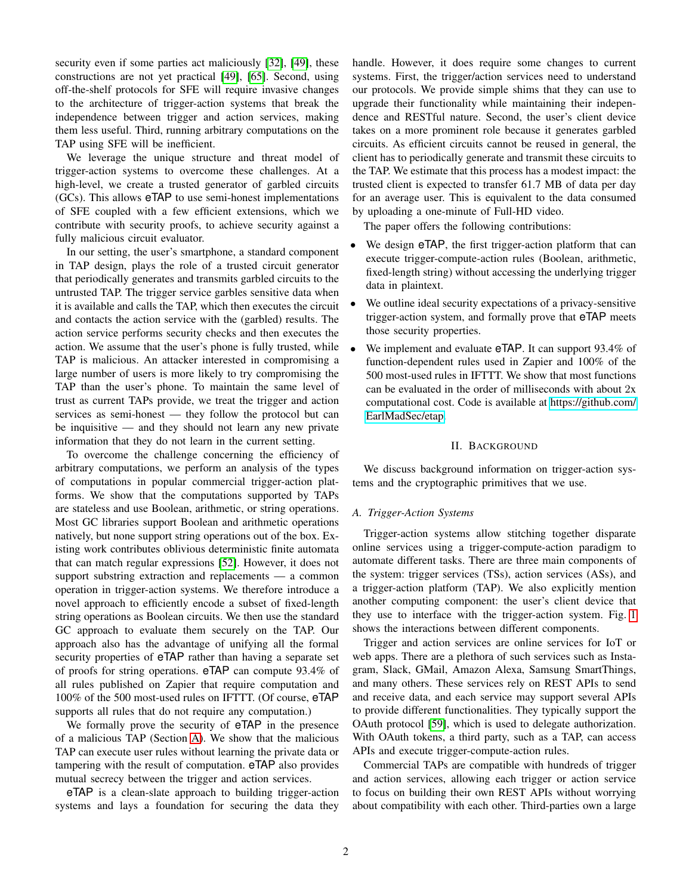security even if some parties act maliciously [32], [49], these constructions are not yet practical [49], [65]. Second, using off-the-shelf protocols for SFE will require invasive changes to the architecture of trigger-action systems that break the independence between trigger and action services, making them less useful. Third, running arbitrary computations on the TAP using SFE will be inefficient.

We leverage the unique structure and threat model of trigger-action systems to overcome these challenges. At a high-level, we create a trusted generator of garbled circuits (GCs). This allows eTAP to use semi-honest implementations of SFE coupled with a few efficient extensions, which we contribute with security proofs, to achieve security against a fully malicious circuit evaluator.

In our setting, the user's smartphone, a standard component in TAP design, plays the role of a trusted circuit generator that periodically generates and transmits garbled circuits to the untrusted TAP. The trigger service garbles sensitive data when it is available and calls the TAP, which then executes the circuit and contacts the action service with the (garbled) results. The action service performs security checks and then executes the action. We assume that the user's phone is fully trusted, while TAP is malicious. An attacker interested in compromising a large number of users is more likely to try compromising the TAP than the user's phone. To maintain the same level of trust as current TAPs provide, we treat the trigger and action services as semi-honest — they follow the protocol but can be inquisitive — and they should not learn any new private information that they do not learn in the current setting.

To overcome the challenge concerning the efficiency of arbitrary computations, we perform an analysis of the types of computations in popular commercial trigger-action platforms. We show that the computations supported by TAPs are stateless and use Boolean, arithmetic, or string operations. Most GC libraries support Boolean and arithmetic operations natively, but none support string operations out of the box. Existing work contributes oblivious deterministic finite automata that can match regular expressions [52]. However, it does not support substring extraction and replacements — a common operation in trigger-action systems. We therefore introduce a novel approach to efficiently encode a subset of fixed-length string operations as Boolean circuits. We then use the standard GC approach to evaluate them securely on the TAP. Our approach also has the advantage of unifying all the formal security properties of eTAP rather than having a separate set of proofs for string operations. eTAP can compute 93.4% of all rules published on Zapier that require computation and 100% of the 500 most-used rules on IFTTT. (Of course, eTAP supports all rules that do not require any computation.)

We formally prove the security of eTAP in the presence of a malicious TAP (Section A). We show that the malicious TAP can execute user rules without learning the private data or tampering with the result of computation. eTAP also provides mutual secrecy between the trigger and action services.

eTAP is a clean-slate approach to building trigger-action systems and lays a foundation for securing the data they handle. However, it does require some changes to current systems. First, the trigger/action services need to understand our protocols. We provide simple shims that they can use to upgrade their functionality while maintaining their independence and RESTful nature. Second, the user's client device takes on a more prominent role because it generates garbled circuits. As efficient circuits cannot be reused in general, the client has to periodically generate and transmit these circuits to the TAP. We estimate that this process has a modest impact: the trusted client is expected to transfer 61.7 MB of data per day for an average user. This is equivalent to the data consumed by uploading a one-minute of Full-HD video.

The paper offers the following contributions:

- We design eTAP, the first trigger-action platform that can execute trigger-compute-action rules (Boolean, arithmetic, fixed-length string) without accessing the underlying trigger data in plaintext.
- We outline ideal security expectations of a privacy-sensitive trigger-action system, and formally prove that eTAP meets those security properties.
- We implement and evaluate eTAP. It can support 93.4% of function-dependent rules used in Zapier and 100% of the 500 most-used rules in IFTTT. We show that most functions can be evaluated in the order of milliseconds with about 2x computational cost. Code is available at https://github.com/EarlMadSec/etap.

## II. Background

We discuss background information on trigger-action systems and the cryptographic primitives that we use.

### A. Trigger-Action Systems

Trigger-action systems allow stitching together disparate online services using a trigger-compute-action paradigm to automate different tasks. There are three main components of the system: trigger services (TSs), action services (ASs), and a trigger-action platform (TAP). We also explicitly mention another computing component: the user's client device that they use to interface with the trigger-action system. Fig. 1 shows the interactions between different components.

Trigger and action services are online services for IoT or web apps. There are a plethora of such services such as Instagram, Slack, GMail, Amazon Alexa, Samsung SmartThings, and many others. These services rely on REST APIs to send and receive data, and each service may support several APIs to provide different functionalities. They typically support the OAuth protocol [59], which is used to delegate authorization. With OAuth tokens, a third party, such as a TAP, can access APIs and execute trigger-compute-action rules.

Commercial TAPs are compatible with hundreds of trigger and action services, allowing each trigger or action service to focus on building their own REST APIs without worrying about compatibility with each other. Third-parties own a large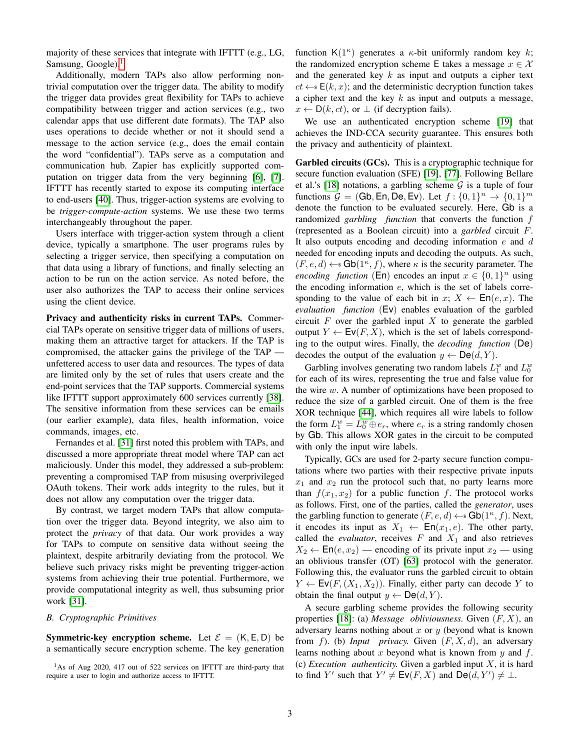majority of these services that integrate with IFTTT (e.g., LG, Samsung, Google).[1]

Additionally, modern TAPs also allow performing non-trivial computation over the trigger data. The ability to modify the trigger data provides great flexibility for TAPs to achieve compatibility between trigger and action services (e.g., two calendar apps that use different date formats). The TAP also uses operations to decide whether or not it should send a message to the action service (e.g., does the email contain the word "confidential"). TAPs serve as a computation and communication hub. Zapier has explicitly supported computation on trigger data from the very beginning [6], [7]. IFTTT has recently started to expose its computing interface to end-users [40]. Thus, trigger-action systems are evolving to be *trigger-compute-action* systems. We use these two terms interchangeably throughout the paper.

Users interface with trigger-action system through a client device, typically a smartphone. The user programs rules by selecting a trigger service, then specifying a computation on that data using a library of functions, and finally selecting an action to be run on the action service. As noted before, the user also authorizes the TAP to access their online services using the client device.

**Privacy and authenticity risks in current TAPs.** Commercial TAPs operate on sensitive trigger data of millions of users, making them an attractive target for attackers. If the TAP is compromised, the attacker gains the privilege of the TAP — unfettered access to user data and resources. The types of data are limited only by the set of rules that users create and the end-point services that the TAP supports. Commercial systems like IFTTT support approximately 600 services currently [38]. The sensitive information from these services can be emails (our earlier example), data files, health information, voice commands, images, etc.

Fernandes et al. [31] first noted this problem with TAPs, and discussed a more appropriate threat model where TAP can act maliciously. Under this model, they addressed a sub-problem: preventing a compromised TAP from misusing overprivileged OAuth tokens. Their work adds integrity to the rules, but it does not allow any computation over the trigger data.

By contrast, we target modern TAPs that allow computation over the trigger data. Beyond integrity, we also aim to protect the *privacy* of that data. Our work provides a way for TAPs to compute on sensitive data without seeing the plaintext, despite arbitrarily deviating from the protocol. We believe such privacy risks might be preventing trigger-action systems from achieving their true potential. Furthermore, we provide computational integrity as well, thus subsuming prior work [31].

### B. Cryptographic Primitives

**Symmetric-key encryption scheme.** Let $\mathcal{E} = (\mathsf{K}, \mathsf{E}, \mathsf{D})$ be a semantically secure encryption scheme. The key generation function $\mathsf{K}(1^\kappa)$ generates a $\kappa$-bit uniformly random key $k$; the randomized encryption scheme $\mathsf{E}$ takes a message $x \in \mathcal{X}$ and the generated key $k$ as input and outputs a cipher text $ct \leftarrow\!\!\$\ \mathsf{E}(k, x)$; and the deterministic decryption function takes a cipher text and the key $k$ as input and outputs a message, $x \leftarrow \mathsf{D}(k, ct)$, or $\perp$ (if decryption fails).

We use an authenticated encryption scheme [19] that achieves the IND-CCA security guarantee. This ensures both the privacy and authenticity of plaintext.

**Garbled circuits (GCs).** This is a cryptographic technique for secure function evaluation (SFE) [19], [77]. Following Bellare et al.'s [18] notations, a garbling scheme $\mathcal{G}$ is a tuple of four functions $\mathcal{G} = (\mathsf{Gb}, \mathsf{En}, \mathsf{De}, \mathsf{Ev})$. Let $f : \{0,1\}^n \to \{0,1\}^m$ denote the function to be evaluated securely. Here, $\mathsf{Gb}$ is a randomized *garbling function* that converts the function $f$ (represented as a Boolean circuit) into a *garbled* circuit $F$. It also outputs encoding and decoding information $e$ and $d$ needed for encoding inputs and decoding the outputs. As such, $(F, e, d) \leftarrow\!\!\$\ \mathsf{Gb}(1^\kappa, f)$, where $\kappa$ is the security parameter. The *encoding function* ($\mathsf{En}$) encodes an input $x \in \{0,1\}^n$ using the encoding information $e$, which is the set of labels corresponding to the value of each bit in $x$; $X \leftarrow \mathsf{En}(e, x)$. The *evaluation function* ($\mathsf{Ev}$) enables evaluation of the garbled circuit $F$ over the garbled input $X$ to generate the garbled output $Y \leftarrow \mathsf{Ev}(F, X)$, which is the set of labels corresponding to the output wires. Finally, the *decoding function* ($\mathsf{De}$) decodes the output of the evaluation $y \leftarrow \mathsf{De}(d, Y)$.

Garbling involves generating two random labels $L_1^w$ and $L_0^w$ for each of its wires, representing the true and false value for the wire $w$. A number of optimizations have been proposed to reduce the size of a garbled circuit. One of them is the free XOR technique [44], which requires all wire labels to follow the form $L_1^w = L_0^w \oplus e_r$, where $e_r$ is a string randomly chosen by $\mathsf{Gb}$. This allows XOR gates in the circuit to be computed with only the input wire labels.

Typically, GCs are used for 2-party secure function computations where two parties with their respective private inputs $x_1$ and $x_2$ run the protocol such that, no party learns more than $f(x_1, x_2)$ for a public function $f$. The protocol works as follows. First, one of the parties, called the *generator*, uses the garbling function to generate $(F, e, d) \leftarrow\!\!\$\ \mathsf{Gb}(1^\kappa, f)$. Next, it encodes its input as $X_1 \leftarrow \mathsf{En}(x_1, e)$. The other party, called the *evaluator*, receives $F$ and $X_1$ and also retrieves $X_2 \leftarrow \mathsf{En}(e, x_2)$ — encoding of its private input $x_2$ — using an oblivious transfer (OT) [63] protocol with the generator. Following this, the evaluator runs the garbled circuit to obtain $Y \leftarrow \mathsf{Ev}(F, (X_1, X_2))$. Finally, either party can decode $Y$ to obtain the final output $y \leftarrow \mathsf{De}(d, Y)$.

A secure garbling scheme provides the following security properties [18]: (a) *Message obliviousness.* Given $(F, X)$, an adversary learns nothing about $x$ or $y$ (beyond what is known from $f$). (b) *Input privacy.* Given $(F, X, d)$, an adversary learns nothing about $x$ beyond what is known from $y$ and $f$. (c) *Execution authenticity.* Given a garbled input $X$, it is hard to find $Y'$ such that $Y' \neq \mathsf{Ev}(F, X)$ and $\mathsf{De}(d, Y') \neq \perp$.

[1]As of Aug 2020, 417 out of 522 services on IFTTT are third-party that require a user to login and authorize access to IFTTT.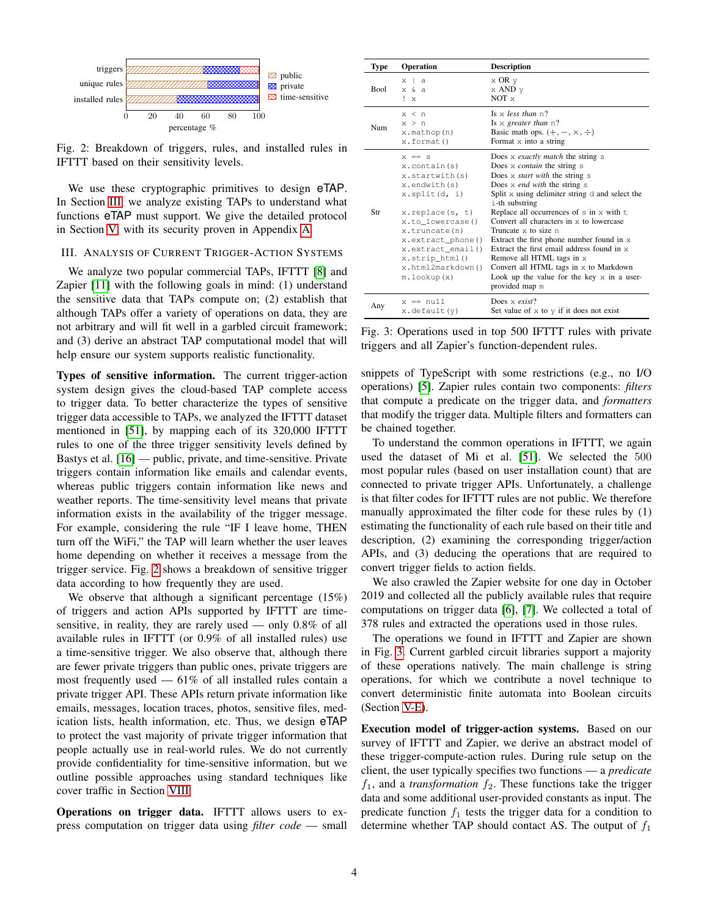Fig. 2: Breakdown of triggers, rules, and installed rules in IFTTT based on their sensitivity levels.

We use these cryptographic primitives to design eTAP. In Section III, we analyze existing TAPs to understand what functions eTAP must support. We give the detailed protocol in Section V, with its security proven in Appendix A.

## III. Analysis of Current Trigger-Action Systems

We analyze two popular commercial TAPs, IFTTT [8] and Zapier [11] with the following goals in mind: (1) understand the sensitive data that TAPs compute on; (2) establish that although TAPs offer a variety of operations on data, they are not arbitrary and will fit well in a garbled circuit framework; and (3) derive an abstract TAP computational model that will help ensure our system supports realistic functionality.

**Types of sensitive information.** The current trigger-action system design gives the cloud-based TAP complete access to trigger data. To better characterize the types of sensitive trigger data accessible to TAPs, we analyzed the IFTTT dataset mentioned in [51], by mapping each of its 320,000 IFTTT rules to one of the three trigger sensitivity levels defined by Bastys et al. [16] — public, private, and time-sensitive. Private triggers contain information like emails and calendar events, whereas public triggers contain information like news and weather reports. The time-sensitivity level means that private information exists in the availability of the trigger message. For example, considering the rule "IF I leave home, THEN turn off the WiFi," the TAP will learn whether the user leaves home depending on whether it receives a message from the trigger service. Fig. 2 shows a breakdown of sensitive trigger data according to how frequently they are used.

We observe that although a significant percentage (15%) of triggers and action APIs supported by IFTTT are time-sensitive, in reality, they are rarely used — only 0.8% of all available rules in IFTTT (or 0.9% of all installed rules) use a time-sensitive trigger. We also observe that, although there are fewer private triggers than public ones, private triggers are most frequently used — 61% of all installed rules contain a private trigger API. These APIs return private information like emails, messages, location traces, photos, sensitive files, medication lists, health information, etc. Thus, we design eTAP to protect the vast majority of private trigger information that people actually use in real-world rules. We do not currently provide confidentiality for time-sensitive information, but we outline possible approaches using standard techniques like cover traffic in Section VIII.

**Operations on trigger data.** IFTTT allows users to express computation on trigger data using *filter code* — small snippets of TypeScript with some restrictions (e.g., no I/O operations) [5]. Zapier rules contain two components: *filters* that compute a predicate on the trigger data, and *formatters* that modify the trigger data. Multiple filters and formatters can be chained together.

| Type | Operation | Description |
|---|---|---|
| Bool | `x \| a`<br>`x & a`<br>`! x` | x OR y<br>x AND y<br>NOT x |
| Num | `x < n`<br>`x > n`<br>`x.mathop(n)`<br>`x.format()` | Is x *less than* n?<br>Is x *greater than* n?<br>Basic math ops. ($+, -, \times, \div$)<br>Format x into a string |
| Str | `x == s`<br>`x.contain(s)`<br>`x.startwith(s)`<br>`x.endwith(s)`<br>`x.split(d, i)`<br><br>`x.replace(s, t)`<br>`x.to_lowercase()`<br>`x.truncate(n)`<br>`x.extract_phone()`<br>`x.extract_email()`<br>`x.strip_html()`<br>`x.html2markdown()`<br>`m.lookup(x)` | Does x *exactly match* the string s<br>Does x *contain* the string s<br>Does x *start with* the string s<br>Does x *end with* the string s<br>Split x using delimiter string d and select the i-th substring<br>Replace all occurrences of s in x with t<br>Convert all characters in x to lowercase<br>Truncate x to size n<br>Extract the first phone number found in x<br>Extract the first email address found in x<br>Remove all HTML tags in x<br>Convert all HTML tags in x to Markdown<br>Look up the value for the key x in a user-provided map m |
| Any | `x == null`<br>`x.default(y)` | Does x *exist*?<br>Set value of x to y if it does not exist |

Fig. 3: Operations used in top 500 IFTTT rules with private triggers and all Zapier's function-dependent rules.

To understand the common operations in IFTTT, we again used the dataset of Mi et al. [51]. We selected the 500 most popular rules (based on user installation count) that are connected to private trigger APIs. Unfortunately, a challenge is that filter codes for IFTTT rules are not public. We therefore manually approximated the filter code for these rules by (1) estimating the functionality of each rule based on their title and description, (2) examining the corresponding trigger/action APIs, and (3) deducing the operations that are required to convert trigger fields to action fields.

We also crawled the Zapier website for one day in October 2019 and collected all the publicly available rules that require computations on trigger data [6], [7]. We collected a total of 378 rules and extracted the operations used in those rules.

The operations we found in IFTTT and Zapier are shown in Fig. 3. Current garbled circuit libraries support a majority of these operations natively. The main challenge is string operations, for which we contribute a novel technique to convert deterministic finite automata into Boolean circuits (Section V-E).

**Execution model of trigger-action systems.** Based on our survey of IFTTT and Zapier, we derive an abstract model of these trigger-compute-action rules. During rule setup on the client, the user typically specifies two functions — a *predicate* $f_1$, and a *transformation* $f_2$. These functions take the trigger data and some additional user-provided constants as input. The predicate function $f_1$ tests the trigger data for a condition to determine whether TAP should contact AS. The output of $f_1$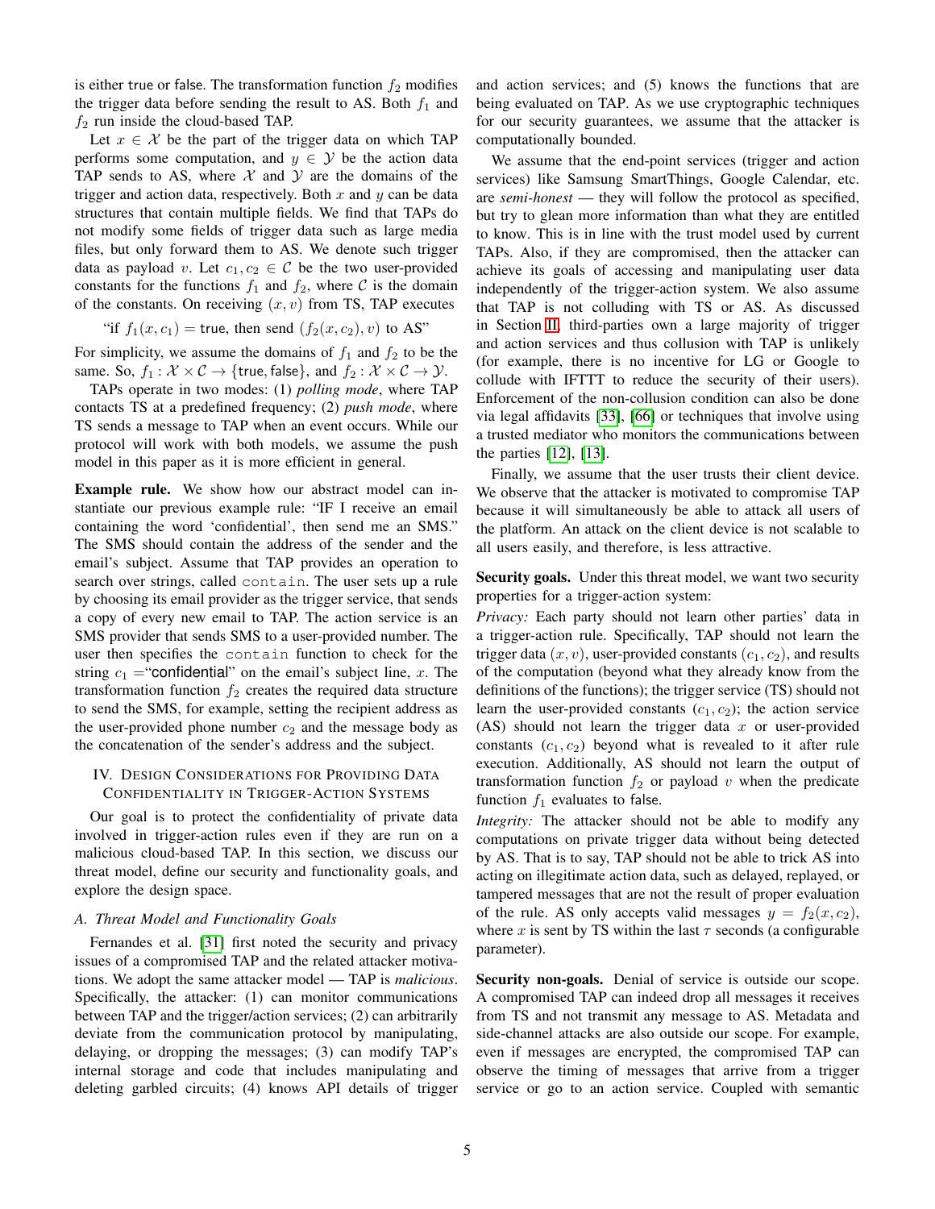is either true or false. The transformation function $f_2$ modifies the trigger data before sending the result to AS. Both $f_1$ and $f_2$ run inside the cloud-based TAP.

Let $x \in \mathcal{X}$ be the part of the trigger data on which TAP performs some computation, and $y \in \mathcal{Y}$ be the action data TAP sends to AS, where $\mathcal{X}$ and $\mathcal{Y}$ are the domains of the trigger and action data, respectively. Both $x$ and $y$ can be data structures that contain multiple fields. We find that TAPs do not modify some fields of trigger data such as large media files, but only forward them to AS. We denote such trigger data as payload $v$. Let $c_1, c_2 \in \mathcal{C}$ be the two user-provided constants for the functions $f_1$ and $f_2$, where $\mathcal{C}$ is the domain of the constants. On receiving $(x, v)$ from TS, TAP executes

"if $f_1(x, c_1) = \mathsf{true}$, then send $(f_2(x, c_2), v)$ to AS"

For simplicity, we assume the domains of $f_1$ and $f_2$ to be the same. So, $f_1 : \mathcal{X} \times \mathcal{C} \rightarrow \{\mathsf{true}, \mathsf{false}\}$, and $f_2 : \mathcal{X} \times \mathcal{C} \rightarrow \mathcal{Y}$.

TAPs operate in two modes: (1) *polling mode*, where TAP contacts TS at a predefined frequency; (2) *push mode*, where TS sends a message to TAP when an event occurs. While our protocol will work with both models, we assume the push model in this paper as it is more efficient in general.

**Example rule.** We show how our abstract model can instantiate our previous example rule: "IF I receive an email containing the word 'confidential', then send me an SMS." The SMS should contain the address of the sender and the email's subject. Assume that TAP provides an operation to search over strings, called `contain`. The user sets up a rule by choosing its email provider as the trigger service, that sends a copy of every new email to TAP. The action service is an SMS provider that sends SMS to a user-provided number. The user then specifies the `contain` function to check for the string $c_1 =$"confidential" on the email's subject line, $x$. The transformation function $f_2$ creates the required data structure to send the SMS, for example, setting the recipient address as the user-provided phone number $c_2$ and the message body as the concatenation of the sender's address and the subject.

## IV. Design Considerations for Providing Data Confidentiality in Trigger-Action Systems

Our goal is to protect the confidentiality of private data involved in trigger-action rules even if they are run on a malicious cloud-based TAP. In this section, we discuss our threat model, define our security and functionality goals, and explore the design space.

### A. Threat Model and Functionality Goals

Fernandes et al. [31] first noted the security and privacy issues of a compromised TAP and the related attacker motivations. We adopt the same attacker model — TAP is *malicious*. Specifically, the attacker: (1) can monitor communications between TAP and the trigger/action services; (2) can arbitrarily deviate from the communication protocol by manipulating, delaying, or dropping the messages; (3) can modify TAP's internal storage and code that includes manipulating and deleting garbled circuits; (4) knows API details of trigger and action services; and (5) knows the functions that are being evaluated on TAP. As we use cryptographic techniques for our security guarantees, we assume that the attacker is computationally bounded.

We assume that the end-point services (trigger and action services) like Samsung SmartThings, Google Calendar, etc. are *semi-honest* — they will follow the protocol as specified, but try to glean more information than what they are entitled to know. This is in line with the trust model used by current TAPs. Also, if they are compromised, then the attacker can achieve its goals of accessing and manipulating user data independently of the trigger-action system. We also assume that TAP is not colluding with TS or AS. As discussed in Section II, third-parties own a large majority of trigger and action services and thus collusion with TAP is unlikely (for example, there is no incentive for LG or Google to collude with IFTTT to reduce the security of their users). Enforcement of the non-collusion condition can also be done via legal affidavits [33], [66] or techniques that involve using a trusted mediator who monitors the communications between the parties [12], [13].

Finally, we assume that the user trusts their client device. We observe that the attacker is motivated to compromise TAP because it will simultaneously be able to attack all users of the platform. An attack on the client device is not scalable to all users easily, and therefore, is less attractive.

**Security goals.** Under this threat model, we want two security properties for a trigger-action system:

*Privacy:* Each party should not learn other parties' data in a trigger-action rule. Specifically, TAP should not learn the trigger data $(x, v)$, user-provided constants $(c_1, c_2)$, and results of the computation (beyond what they already know from the definitions of the functions); the trigger service (TS) should not learn the user-provided constants $(c_1, c_2)$; the action service (AS) should not learn the trigger data $x$ or user-provided constants $(c_1, c_2)$ beyond what is revealed to it after rule execution. Additionally, AS should not learn the output of transformation function $f_2$ or payload $v$ when the predicate function $f_1$ evaluates to false.

*Integrity:* The attacker should not be able to modify any computations on private trigger data without being detected by AS. That is to say, TAP should not be able to trick AS into acting on illegitimate action data, such as delayed, replayed, or tampered messages that are not the result of proper evaluation of the rule. AS only accepts valid messages $y = f_2(x, c_2)$, where $x$ is sent by TS within the last $\tau$ seconds (a configurable parameter).

**Security non-goals.** Denial of service is outside our scope. A compromised TAP can indeed drop all messages it receives from TS and not transmit any message to AS. Metadata and side-channel attacks are also outside our scope. For example, even if messages are encrypted, the compromised TAP can observe the timing of messages that arrive from a trigger service or go to an action service. Coupled with semantic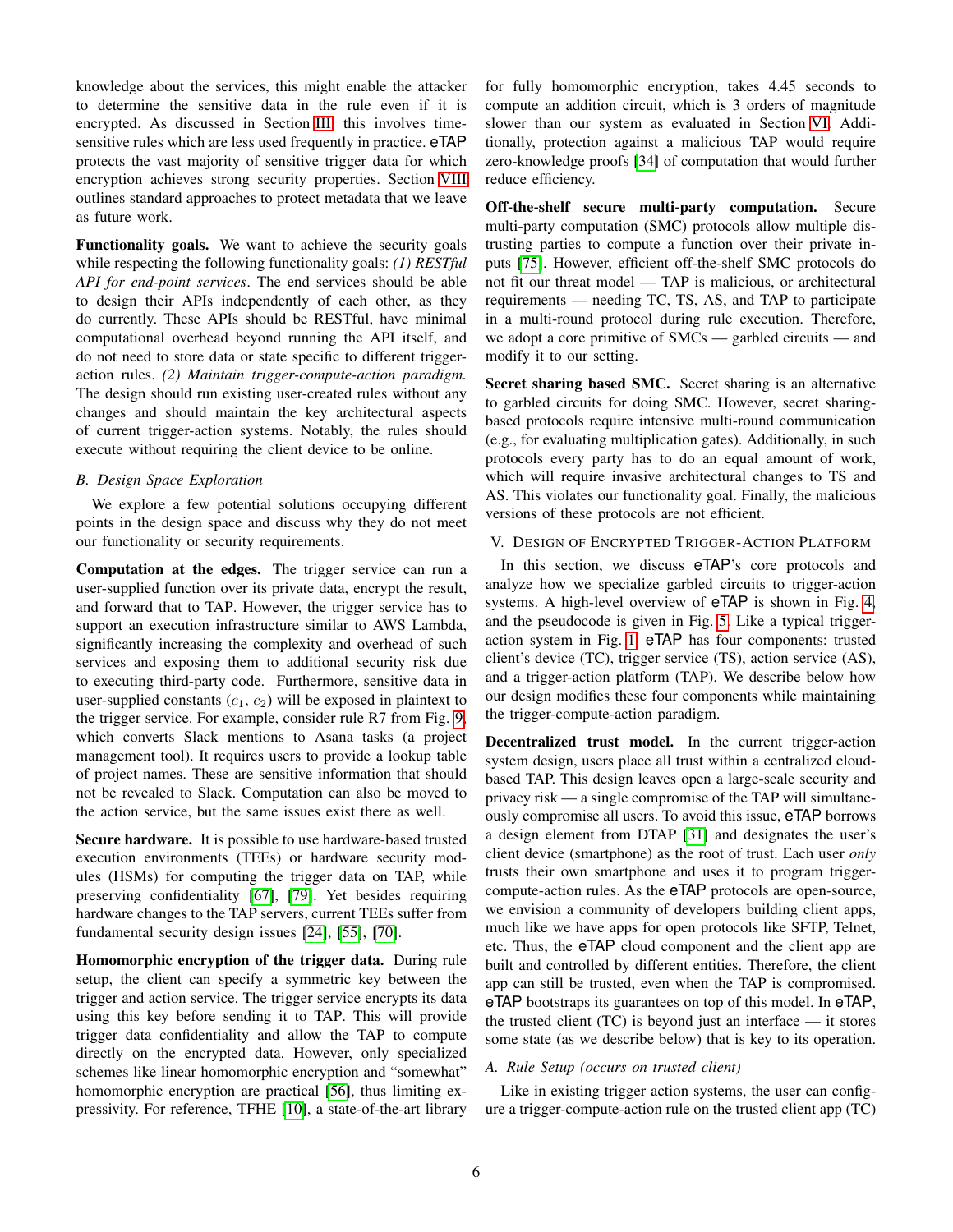knowledge about the services, this might enable the attacker to determine the sensitive data in the rule even if it is encrypted. As discussed in Section III, this involves time-sensitive rules which are less used frequently in practice. eTAP protects the vast majority of sensitive trigger data for which encryption achieves strong security properties. Section VIII outlines standard approaches to protect metadata that we leave as future work.

**Functionality goals.** We want to achieve the security goals while respecting the following functionality goals: ***(1) RESTful API for end-point services***. The end services should be able to design their APIs independently of each other, as they do currently. These APIs should be RESTful, have minimal computational overhead beyond running the API itself, and do not need to store data or state specific to different trigger-action rules. ***(2) Maintain trigger-compute-action paradigm.*** The design should run existing user-created rules without any changes and should maintain the key architectural aspects of current trigger-action systems. Notably, the rules should execute without requiring the client device to be online.

### B. Design Space Exploration

We explore a few potential solutions occupying different points in the design space and discuss why they do not meet our functionality or security requirements.

**Computation at the edges.** The trigger service can run a user-supplied function over its private data, encrypt the result, and forward that to TAP. However, the trigger service has to support an execution infrastructure similar to AWS Lambda, significantly increasing the complexity and overhead of such services and exposing them to additional security risk due to executing third-party code. Furthermore, sensitive data in user-supplied constants ($c_1$, $c_2$) will be exposed in plaintext to the trigger service. For example, consider rule R7 from Fig. 9, which converts Slack mentions to Asana tasks (a project management tool). It requires users to provide a lookup table of project names. These are sensitive information that should not be revealed to Slack. Computation can also be moved to the action service, but the same issues exist there as well.

**Secure hardware.** It is possible to use hardware-based trusted execution environments (TEEs) or hardware security modules (HSMs) for computing the trigger data on TAP, while preserving confidentiality [67], [79]. Yet besides requiring hardware changes to the TAP servers, current TEEs suffer from fundamental security design issues [24], [55], [70].

**Homomorphic encryption of the trigger data.** During rule setup, the client can specify a symmetric key between the trigger and action service. The trigger service encrypts its data using this key before sending it to TAP. This will provide trigger data confidentiality and allow the TAP to compute directly on the encrypted data. However, only specialized schemes like linear homomorphic encryption and "somewhat" homomorphic encryption are practical [56], thus limiting expressivity. For reference, TFHE [10], a state-of-the-art library for fully homomorphic encryption, takes 4.45 seconds to compute an addition circuit, which is 3 orders of magnitude slower than our system as evaluated in Section VI. Additionally, protection against a malicious TAP would require zero-knowledge proofs [34] of computation that would further reduce efficiency.

**Off-the-shelf secure multi-party computation.** Secure multi-party computation (SMC) protocols allow multiple distrusting parties to compute a function over their private inputs [75]. However, efficient off-the-shelf SMC protocols do not fit our threat model — TAP is malicious, or architectural requirements — needing TC, TS, AS, and TAP to participate in a multi-round protocol during rule execution. Therefore, we adopt a core primitive of SMCs — garbled circuits — and modify it to our setting.

**Secret sharing based SMC.** Secret sharing is an alternative to garbled circuits for doing SMC. However, secret sharing-based protocols require intensive multi-round communication (e.g., for evaluating multiplication gates). Additionally, in such protocols every party has to do an equal amount of work, which will require invasive architectural changes to TS and AS. This violates our functionality goal. Finally, the malicious versions of these protocols are not efficient.

## V. Design of Encrypted Trigger-Action Platform

In this section, we discuss eTAP's core protocols and analyze how we specialize garbled circuits to trigger-action systems. A high-level overview of eTAP is shown in Fig. 4, and the pseudocode is given in Fig. 5. Like a typical trigger-action system in Fig. 1, eTAP has four components: trusted client's device (TC), trigger service (TS), action service (AS), and a trigger-action platform (TAP). We describe below how our design modifies these four components while maintaining the trigger-compute-action paradigm.

**Decentralized trust model.** In the current trigger-action system design, users place all trust within a centralized cloud-based TAP. This design leaves open a large-scale security and privacy risk — a single compromise of the TAP will simultaneously compromise all users. To avoid this issue, eTAP borrows a design element from DTAP [31] and designates the user's client device (smartphone) as the root of trust. Each user *only* trusts their own smartphone and uses it to program trigger-compute-action rules. As the eTAP protocols are open-source, we envision a community of developers building client apps, much like we have apps for open protocols like SFTP, Telnet, etc. Thus, the eTAP cloud component and the client app are built and controlled by different entities. Therefore, the client app can still be trusted, even when the TAP is compromised. eTAP bootstraps its guarantees on top of this model. In eTAP, the trusted client (TC) is beyond just an interface — it stores some state (as we describe below) that is key to its operation.

### A. Rule Setup (occurs on trusted client)

Like in existing trigger action systems, the user can configure a trigger-compute-action rule on the trusted client app (TC)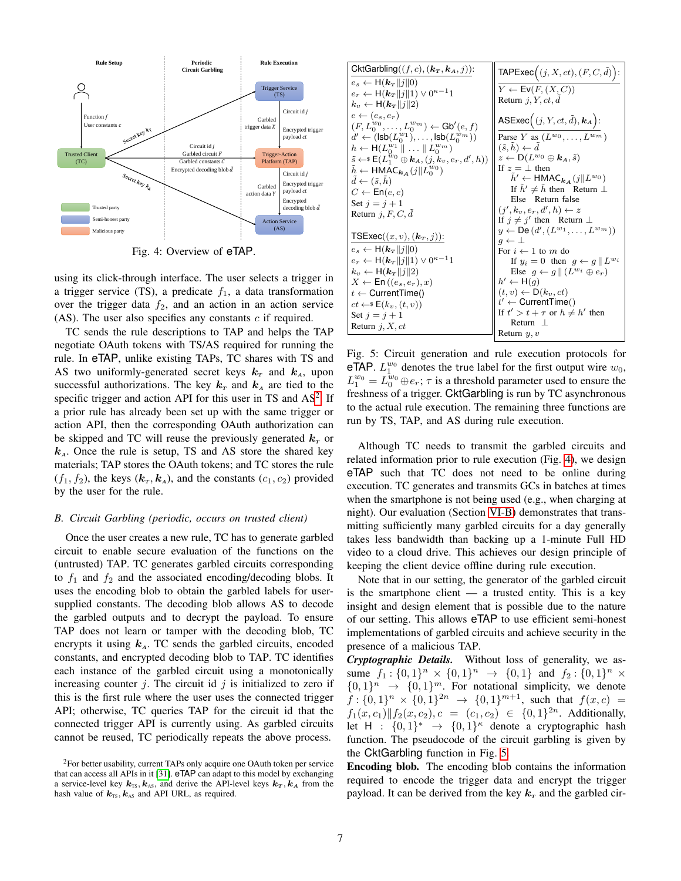Rule Setup | Periodic Circuit Garbling | Rule Execution

Function $f$
User constants $c$
Secret key $k_T$
Secret key $k_A$
Trusted Client (TC)
Circuit id $j$
Garbled circuit $F$
Garbled constants $C$
Encrypted decoding blob $\bar{d}$
Trigger Service (TS)
Garbled trigger data $X$
Circuit id $j$
Encrypted trigger payload $ct$
Trigger-Action Platform (TAP)
Circuit id $j$
Garbled action data $Y$
Encrypted trigger payload $ct$
Encrypted decoding blob $\bar{d}$
Action Service (AS)
Trusted party
Semi-honest party
Malicious party

Fig. 4: Overview of eTAP.

using its click-through interface. The user selects a trigger in a trigger service (TS), a predicate $f_1$, a data transformation over the trigger data $f_2$, and an action in an action service (AS). The user also specifies any constants $c$ if required.

TC sends the rule descriptions to TAP and helps the TAP negotiate OAuth tokens with TS/AS required for running the rule. In eTAP, unlike existing TAPs, TC shares with TS and AS two uniformly-generated secret keys $\boldsymbol{k}_T$ and $\boldsymbol{k}_A$, upon successful authorizations. The key $\boldsymbol{k}_T$ and $\boldsymbol{k}_A$ are tied to the specific trigger and action API for this user in TS and AS[2]. If a prior rule has already been set up with the same trigger or action API, then the corresponding OAuth authorization can be skipped and TC will reuse the previously generated $\boldsymbol{k}_T$ or $\boldsymbol{k}_A$. Once the rule is setup, TS and AS store the shared key materials; TAP stores the OAuth tokens; and TC stores the rule $(f_1, f_2)$, the keys $(\boldsymbol{k}_T, \boldsymbol{k}_A)$, and the constants $(c_1, c_2)$ provided by the user for the rule.

### *B. Circuit Garbling (periodic, occurs on trusted client)*

Once the user creates a new rule, TC has to generate garbled circuit to enable secure evaluation of the functions on the (untrusted) TAP. TC generates garbled circuits corresponding to $f_1$ and $f_2$ and the associated encoding/decoding blobs. It uses the encoding blob to obtain the garbled labels for user-supplied constants. The decoding blob allows AS to decode the garbled outputs and to decrypt the payload. To ensure TAP does not learn or tamper with the decoding blob, TC encrypts it using $\boldsymbol{k}_A$. TC sends the garbled circuits, encoded constants, and encrypted decoding blob to TAP. TC identifies each instance of the garbled circuit using a monotonically increasing counter $j$. The circuit id $j$ is initialized to zero if this is the first rule where the user uses the connected trigger API; otherwise, TC queries TAP for the circuit id that the connected trigger API is currently using. As garbled circuits cannot be reused, TC periodically repeats the above process.

[2]For better usability, current TAPs only acquire one OAuth token per service that can access all APIs in it [31]. eTAP can adapt to this model by exchanging a service-level key $\boldsymbol{k}_{TS}, \boldsymbol{k}_{AS}$, and derive the API-level keys $\boldsymbol{k}_T, \boldsymbol{k}_A$ from the hash value of $\boldsymbol{k}_{TS}, \boldsymbol{k}_{AS}$ and API URL, as required.

```
CktGarbling((f, c), (k_T, k_A, j)):
  e_s ← H(k_T || j || 0)
  e_r ← H(k_T || j || 1) ∨ 0^{κ−1}1
  k_v ← H(k_T || j || 2)
  e ← (e_s, e_r)
  (F, L_0^{w0}, ..., L_0^{wm}) ← Gb'(e, f)
  d' ← (lsb(L_0^{w1}), ..., lsb(L_0^{wm}))
  h ← H(L_0^{w1} || ... || L_0^{wm})
  s̄ ←$ E(L_1^{w0} ⊕ k_A, (j, k_v, e_r, d', h))
  h̄ ← HMAC_{k_A}(j || L_0^{w0})
  d̄ ← (s̄, h̄)
  C ← En(e, c)
  Set j = j + 1
  Return j, F, C, d̄

TSExec((x, v), (k_T, j)):
  e_s ← H(k_T || j || 0)
  e_r ← H(k_T || j || 1) ∨ 0^{κ−1}1
  k_v ← H(k_T || j || 2)
  X ← En((e_s, e_r), x)
  t ← CurrentTime()
  ct ←$ E(k_v, (t, v))
  Set j = j + 1
  Return j, X, ct

TAPExec((j, X, ct), (F, C, d̄)):
  Y ← Ev(F, (X, C))
  Return j, Y, ct, d̄

ASExec((j, Y, ct, d̄), k_A):
  Parse Y as (L^{w0}, ..., L^{wm})
  (s̄, h̄) ← d̄
  z ← D(L^{w0} ⊕ k_A, s̄)
  If z = ⊥ then
    h̄' ← HMAC_{k_A}(j || L^{w0})
    If h̄' ≠ h̄ then Return ⊥
    Else Return false
  (j', k_v, e_r, d', h) ← z
  If j ≠ j' then Return ⊥
  y ← De(d', (L^{w1}, ..., L^{wm}))
  g ← ⊥
  For i ← 1 to m do
    If y_i = 0 then g ← g || L^{wi}
    Else g ← g || (L^{wi} ⊕ e_r)
  h' ← H(g)
  (t, v) ← D(k_v, ct)
  t' ← CurrentTime()
  If t' > t + τ or h ≠ h' then
    Return ⊥
  Return y, v
```

Fig. 5: Circuit generation and rule execution protocols for eTAP. $L_1^{w_0}$ denotes the true label for the first output wire $w_0$, $L_1^{w_0} = L_0^{w_0} \oplus e_r$; $\tau$ is a threshold parameter used to ensure the freshness of a trigger. CktGarbling is run by TC asynchronous to the actual rule execution. The remaining three functions are run by TS, TAP, and AS during rule execution.

Although TC needs to transmit the garbled circuits and related information prior to rule execution (Fig. 4), we design eTAP such that TC does not need to be online during execution. TC generates and transmits GCs in batches at times when the smartphone is not being used (e.g., when charging at night). Our evaluation (Section VI-B) demonstrates that transmitting sufficiently many garbled circuits for a day generally takes less bandwidth than backing up a 1-minute Full HD video to a cloud drive. This achieves our design principle of keeping the client device offline during rule execution.

Note that in our setting, the generator of the garbled circuit is the smartphone client — a trusted entity. This is a key insight and design element that is possible due to the nature of our setting. This allows eTAP to use efficient semi-honest implementations of garbled circuits and achieve security in the presence of a malicious TAP.

***Cryptographic Details.*** Without loss of generality, we assume $f_1 : \{0,1\}^n \times \{0,1\}^n \rightarrow \{0,1\}$ and $f_2 : \{0,1\}^n \times \{0,1\}^n \rightarrow \{0,1\}^m$. For notational simplicity, we denote $f : \{0,1\}^n \times \{0,1\}^{2n} \rightarrow \{0,1\}^{m+1}$, such that $f(x, c) = f_1(x, c_1) \| f_2(x, c_2), c = (c_1, c_2) \in \{0,1\}^{2n}$. Additionally, let $\mathsf{H} : \{0,1\}^* \rightarrow \{0,1\}^\kappa$ denote a cryptographic hash function. The pseudocode of the circuit garbling is given by the CktGarbling function in Fig. 5.

**Encoding blob.** The encoding blob contains the information required to encode the trigger data and encrypt the trigger payload. It can be derived from the key $\boldsymbol{k}_T$ and the garbled cir-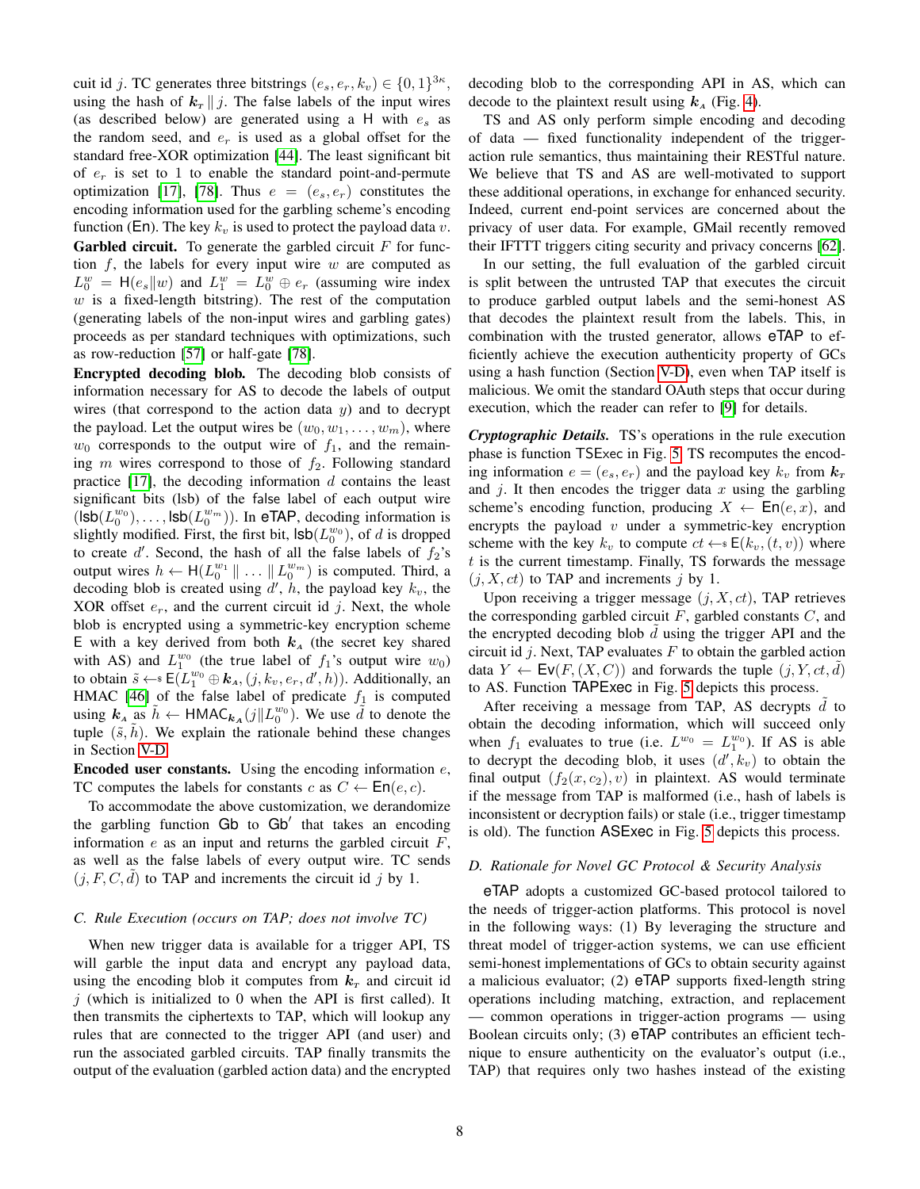cuit id $j$. TC generates three bitstrings $(e_s, e_r, k_v) \in \{0,1\}^{3\kappa}$, using the hash of $\boldsymbol{k}_r \,\|\, j$. The false labels of the input wires (as described below) are generated using a $\mathsf{H}$ with $e_s$ as the random seed, and $e_r$ is used as a global offset for the standard free-XOR optimization [44]. The least significant bit of $e_r$ is set to 1 to enable the standard point-and-permute optimization [17], [78]. Thus $e = (e_s, e_r)$ constitutes the encoding information used for the garbling scheme's encoding function ($\mathsf{En}$). The key $k_v$ is used to protect the payload data $v$.

**Garbled circuit.** To generate the garbled circuit $F$ for function $f$, the labels for every input wire $w$ are computed as $L_0^w = \mathsf{H}(e_s \| w)$ and $L_1^w = L_0^w \oplus e_r$ (assuming wire index $w$ is a fixed-length bitstring). The rest of the computation (generating labels of the non-input wires and garbling gates) proceeds as per standard techniques with optimizations, such as row-reduction [57] or half-gate [78].

**Encrypted decoding blob.** The decoding blob consists of information necessary for AS to decode the labels of output wires (that correspond to the action data $y$) and to decrypt the payload. Let the output wires be $(w_0, w_1, \ldots, w_m)$, where $w_0$ corresponds to the output wire of $f_1$, and the remaining $m$ wires correspond to those of $f_2$. Following standard practice [17], the decoding information $d$ contains the least significant bits (lsb) of the false label of each output wire $(\mathsf{lsb}(L_0^{w_0}), \ldots, \mathsf{lsb}(L_0^{w_m}))$. In eTAP, decoding information is slightly modified. First, the first bit, $\mathsf{lsb}(L_0^{w_0})$, of $d$ is dropped to create $d'$. Second, the hash of all the false labels of $f_2$'s output wires $h \leftarrow \mathsf{H}(L_0^{w_1} \,\|\, \ldots \,\|\, L_0^{w_m})$ is computed. Third, a decoding blob is created using $d'$, $h$, the payload key $k_v$, the XOR offset $e_r$, and the current circuit id $j$. Next, the whole blob is encrypted using a symmetric-key encryption scheme $\mathsf{E}$ with a key derived from both $\boldsymbol{k}_{\scriptscriptstyle A}$ (the secret key shared with AS) and $L_1^{w_0}$ (the true label of $f_1$'s output wire $w_0$) to obtain $\tilde{s} \leftarrow\!\!\$\; \mathsf{E}(L_1^{w_0} \oplus \boldsymbol{k}_{\scriptscriptstyle A}, (j, k_v, e_r, d', h))$. Additionally, an HMAC [46] of the false label of predicate $f_1$ is computed using $\boldsymbol{k}_{\scriptscriptstyle A}$ as $\tilde{h} \leftarrow \mathsf{HMAC}_{\boldsymbol{k}_{\scriptscriptstyle A}}(j \| L_0^{w_0})$. We use $\tilde{d}$ to denote the tuple $(\tilde{s}, \tilde{h})$. We explain the rationale behind these changes in Section V-D.

**Encoded user constants.** Using the encoding information $e$, TC computes the labels for constants $c$ as $C \leftarrow \mathsf{En}(e, c)$.

To accommodate the above customization, we derandomize the garbling function $\mathsf{Gb}$ to $\mathsf{Gb}'$ that takes an encoding information $e$ as an input and returns the garbled circuit $F$, as well as the false labels of every output wire. TC sends $(j, F, C, \tilde{d})$ to TAP and increments the circuit id $j$ by 1.

### C. Rule Execution (occurs on TAP; does not involve TC)

When new trigger data is available for a trigger API, TS will garble the input data and encrypt any payload data, using the encoding blob it computes from $\boldsymbol{k}_r$ and circuit id $j$ (which is initialized to 0 when the API is first called). It then transmits the ciphertexts to TAP, which will lookup any rules that are connected to the trigger API (and user) and run the associated garbled circuits. TAP finally transmits the output of the evaluation (garbled action data) and the encrypted decoding blob to the corresponding API in AS, which can decode to the plaintext result using $\boldsymbol{k}_{\scriptscriptstyle A}$ (Fig. 4).

TS and AS only perform simple encoding and decoding of data — fixed functionality independent of the trigger-action rule semantics, thus maintaining their RESTful nature. We believe that TS and AS are well-motivated to support these additional operations, in exchange for enhanced security. Indeed, current end-point services are concerned about the privacy of user data. For example, GMail recently removed their IFTTT triggers citing security and privacy concerns [62].

In our setting, the full evaluation of the garbled circuit is split between the untrusted TAP that executes the circuit to produce garbled output labels and the semi-honest AS that decodes the plaintext result from the labels. This, in combination with the trusted generator, allows eTAP to efficiently achieve the execution authenticity property of GCs using a hash function (Section V-D), even when TAP itself is malicious. We omit the standard OAuth steps that occur during execution, which the reader can refer to [9] for details.

***Cryptographic Details.*** TS's operations in the rule execution phase is function $\mathsf{TSExec}$ in Fig. 5. TS recomputes the encoding information $e = (e_s, e_r)$ and the payload key $k_v$ from $\boldsymbol{k}_r$ and $j$. It then encodes the trigger data $x$ using the garbling scheme's encoding function, producing $X \leftarrow \mathsf{En}(e, x)$, and encrypts the payload $v$ under a symmetric-key encryption scheme with the key $k_v$ to compute $ct \leftarrow\!\!\$\; \mathsf{E}(k_v, (t, v))$ where $t$ is the current timestamp. Finally, TS forwards the message $(j, X, ct)$ to TAP and increments $j$ by 1.

Upon receiving a trigger message $(j, X, ct)$, TAP retrieves the corresponding garbled circuit $F$, garbled constants $C$, and the encrypted decoding blob $\tilde{d}$ using the trigger API and the circuit id $j$. Next, TAP evaluates $F$ to obtain the garbled action data $Y \leftarrow \mathsf{Ev}(F, (X, C))$ and forwards the tuple $(j, Y, ct, \tilde{d})$ to AS. Function $\mathsf{TAPExec}$ in Fig. 5 depicts this process.

After receiving a message from TAP, AS decrypts $\tilde{d}$ to obtain the decoding information, which will succeed only when $f_1$ evaluates to true (i.e. $L^{w_0} = L_1^{w_0}$). If AS is able to decrypt the decoding blob, it uses $(d', k_v)$ to obtain the final output $(f_2(x, c_2), v)$ in plaintext. AS would terminate if the message from TAP is malformed (i.e., hash of labels is inconsistent or decryption fails) or stale (i.e., trigger timestamp is old). The function $\mathsf{ASExec}$ in Fig. 5 depicts this process.

### D. Rationale for Novel GC Protocol & Security Analysis

eTAP adopts a customized GC-based protocol tailored to the needs of trigger-action platforms. This protocol is novel in the following ways: (1) By leveraging the structure and threat model of trigger-action systems, we can use efficient semi-honest implementations of GCs to obtain security against a malicious evaluator; (2) eTAP supports fixed-length string operations including matching, extraction, and replacement — common operations in trigger-action programs — using Boolean circuits only; (3) eTAP contributes an efficient technique to ensure authenticity on the evaluator's output (i.e., TAP) that requires only two hashes instead of the existing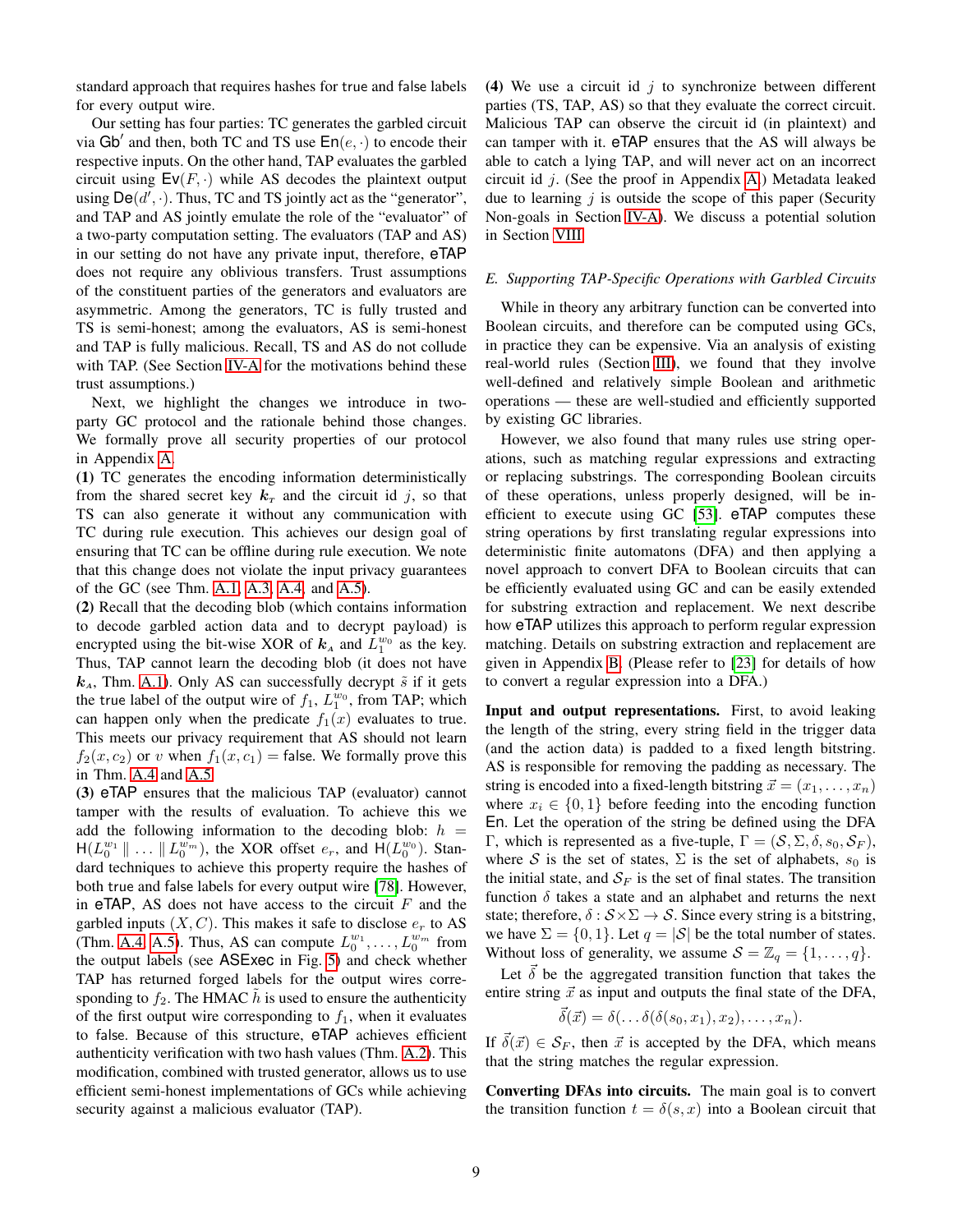standard approach that requires hashes for true and false labels for every output wire.

Our setting has four parties: TC generates the garbled circuit via $\mathsf{Gb}'$ and then, both TC and TS use $\mathsf{En}(e, \cdot)$ to encode their respective inputs. On the other hand, TAP evaluates the garbled circuit using $\mathsf{Ev}(F, \cdot)$ while AS decodes the plaintext output using $\mathsf{De}(d', \cdot)$. Thus, TC and TS jointly act as the "generator", and TAP and AS jointly emulate the role of the "evaluator" of a two-party computation setting. The evaluators (TAP and AS) in our setting do not have any private input, therefore, eTAP does not require any oblivious transfers. Trust assumptions of the constituent parties of the generators and evaluators are asymmetric. Among the generators, TC is fully trusted and TS is semi-honest; among the evaluators, AS is semi-honest and TAP is fully malicious. Recall, TS and AS do not collude with TAP. (See Section IV-A for the motivations behind these trust assumptions.)

Next, we highlight the changes we introduce in two-party GC protocol and the rationale behind those changes. We formally prove all security properties of our protocol in Appendix A.

**(1)** TC generates the encoding information deterministically from the shared secret key $\boldsymbol{k}_{T}$ and the circuit id $j$, so that TS can also generate it without any communication with TC during rule execution. This achieves our design goal of ensuring that TC can be offline during rule execution. We note that this change does not violate the input privacy guarantees of the GC (see Thm. A.1, A.3, A.4, and A.5).

**(2)** Recall that the decoding blob (which contains information to decode garbled action data and to decrypt payload) is encrypted using the bit-wise XOR of $\boldsymbol{k}_{A}$ and $L_1^{w_0}$ as the key. Thus, TAP cannot learn the decoding blob (it does not have $\boldsymbol{k}_{A}$, Thm. A.1). Only AS can successfully decrypt $\tilde{s}$ if it gets the true label of the output wire of $f_1$, $L_1^{w_0}$, from TAP; which can happen only when the predicate $f_1(x)$ evaluates to true. This meets our privacy requirement that AS should not learn $f_2(x, c_2)$ or $v$ when $f_1(x, c_1) = \mathsf{false}$. We formally prove this in Thm. A.4 and A.5.

**(3)** eTAP ensures that the malicious TAP (evaluator) cannot tamper with the results of evaluation. To achieve this we add the following information to the decoding blob: $h = \mathsf{H}(L_0^{w_1} \parallel \ldots \parallel L_0^{w_m})$, the XOR offset $e_r$, and $\mathsf{H}(L_0^{w_0})$. Standard techniques to achieve this property require the hashes of both true and false labels for every output wire [78]. However, in eTAP, AS does not have access to the circuit $F$ and the garbled inputs $(X, C)$. This makes it safe to disclose $e_r$ to AS (Thm. A.4, A.5). Thus, AS can compute $L_0^{w_1}, \ldots, L_0^{w_m}$ from the output labels (see ASExec in Fig. 5) and check whether TAP has returned forged labels for the output wires corresponding to $f_2$. The HMAC $\tilde{h}$ is used to ensure the authenticity of the first output wire corresponding to $f_1$, when it evaluates to false. Because of this structure, eTAP achieves efficient authenticity verification with two hash values (Thm. A.2). This modification, combined with trusted generator, allows us to use efficient semi-honest implementations of GCs while achieving security against a malicious evaluator (TAP).

**(4)** We use a circuit id $j$ to synchronize between different parties (TS, TAP, AS) so that they evaluate the correct circuit. Malicious TAP can observe the circuit id (in plaintext) and can tamper with it. eTAP ensures that the AS will always be able to catch a lying TAP, and will never act on an incorrect circuit id $j$. (See the proof in Appendix A.) Metadata leaked due to learning $j$ is outside the scope of this paper (Security Non-goals in Section IV-A). We discuss a potential solution in Section VIII.

### *E. Supporting TAP-Specific Operations with Garbled Circuits*

While in theory any arbitrary function can be converted into Boolean circuits, and therefore can be computed using GCs, in practice they can be expensive. Via an analysis of existing real-world rules (Section III), we found that they involve well-defined and relatively simple Boolean and arithmetic operations — these are well-studied and efficiently supported by existing GC libraries.

However, we also found that many rules use string operations, such as matching regular expressions and extracting or replacing substrings. The corresponding Boolean circuits of these operations, unless properly designed, will be inefficient to execute using GC [53]. eTAP computes these string operations by first translating regular expressions into deterministic finite automatons (DFA) and then applying a novel approach to convert DFA to Boolean circuits that can be efficiently evaluated using GC and can be easily extended for substring extraction and replacement. We next describe how eTAP utilizes this approach to perform regular expression matching. Details on substring extraction and replacement are given in Appendix B. (Please refer to [23] for details of how to convert a regular expression into a DFA.)

**Input and output representations.** First, to avoid leaking the length of the string, every string field in the trigger data (and the action data) is padded to a fixed length bitstring. AS is responsible for removing the padding as necessary. The string is encoded into a fixed-length bitstring $\vec{x} = (x_1, \ldots, x_n)$ where $x_i \in \{0, 1\}$ before feeding into the encoding function $\mathsf{En}$. Let the operation of the string be defined using the DFA $\Gamma$, which is represented as a five-tuple, $\Gamma = (\mathcal{S}, \Sigma, \delta, s_0, \mathcal{S}_F)$, where $\mathcal{S}$ is the set of states, $\Sigma$ is the set of alphabets, $s_0$ is the initial state, and $\mathcal{S}_F$ is the set of final states. The transition function $\delta$ takes a state and an alphabet and returns the next state; therefore, $\delta : \mathcal{S} \times \Sigma \rightarrow \mathcal{S}$. Since every string is a bitstring, we have $\Sigma = \{0, 1\}$. Let $q = |\mathcal{S}|$ be the total number of states. Without loss of generality, we assume $\mathcal{S} = \mathbb{Z}_q = \{1, \ldots, q\}$.

Let $\vec{\delta}$ be the aggregated transition function that takes the entire string $\vec{x}$ as input and outputs the final state of the DFA,

$$\vec{\delta}(\vec{x}) = \delta(\ldots \delta(\delta(s_0, x_1), x_2), \ldots, x_n).$$

If $\vec{\delta}(\vec{x}) \in \mathcal{S}_F$, then $\vec{x}$ is accepted by the DFA, which means that the string matches the regular expression.

**Converting DFAs into circuits.** The main goal is to convert the transition function $t = \delta(s, x)$ into a Boolean circuit that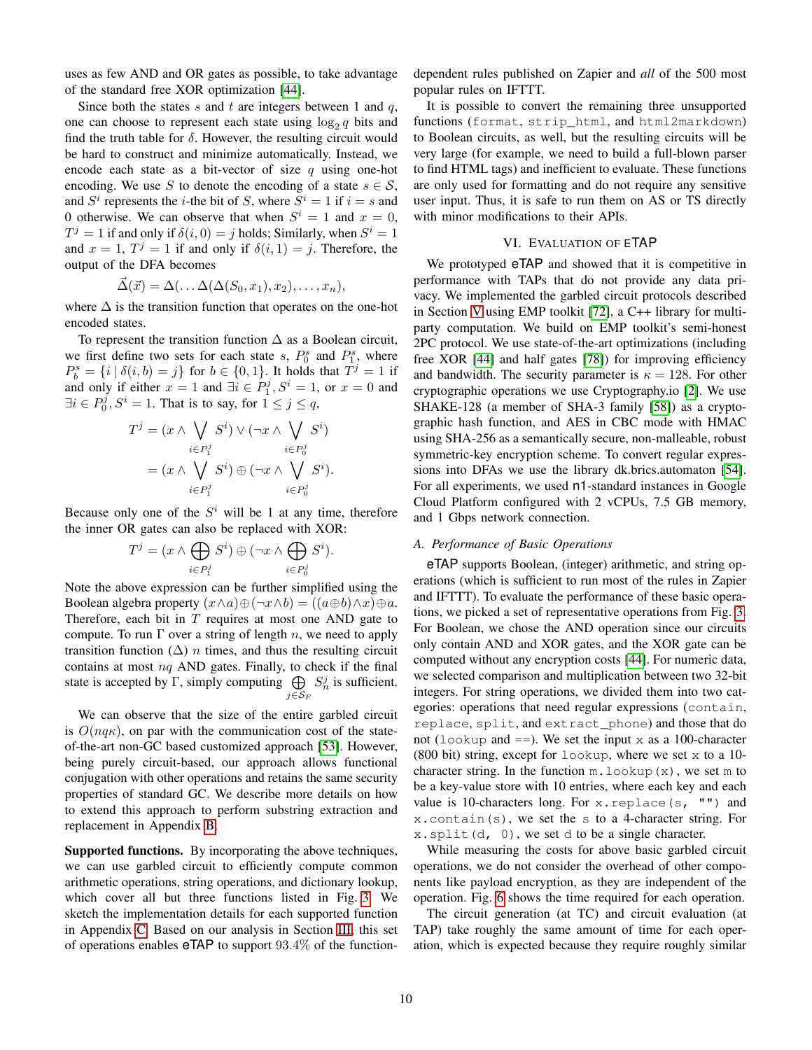uses as few AND and OR gates as possible, to take advantage of the standard free XOR optimization [44].

Since both the states $s$ and $t$ are integers between 1 and $q$, one can choose to represent each state using $\log_2 q$ bits and find the truth table for $\delta$. However, the resulting circuit would be hard to construct and minimize automatically. Instead, we encode each state as a bit-vector of size $q$ using one-hot encoding. We use $S$ to denote the encoding of a state $s \in \mathcal{S}$, and $S^i$ represents the $i$-the bit of $S$, where $S^i = 1$ if $i = s$ and 0 otherwise. We can observe that when $S^i = 1$ and $x = 0$, $T^j = 1$ if and only if $\delta(i, 0) = j$ holds; Similarly, when $S^i = 1$ and $x = 1$, $T^j = 1$ if and only if $\delta(i, 1) = j$. Therefore, the output of the DFA becomes

$$\vec{\Delta}(\vec{x}) = \Delta(\ldots \Delta(\Delta(S_0, x_1), x_2), \ldots, x_n),$$

where $\Delta$ is the transition function that operates on the one-hot encoded states.

To represent the transition function $\Delta$ as a Boolean circuit, we first define two sets for each state $s$, $P_0^s$ and $P_1^s$, where $P_b^s = \{i \mid \delta(i, b) = j\}$ for $b \in \{0, 1\}$. It holds that $T^j = 1$ if and only if either $x = 1$ and $\exists i \in P_1^j, S^i = 1$, or $x = 0$ and $\exists i \in P_0^j, S^i = 1$. That is to say, for $1 \leq j \leq q$,

$$\begin{aligned} T^j &= (x \wedge \bigvee_{i \in P_1^j} S^i) \vee (\neg x \wedge \bigvee_{i \in P_0^j} S^i) \\ &= (x \wedge \bigvee_{i \in P_1^j} S^i) \oplus (\neg x \wedge \bigvee_{i \in P_0^j} S^i). \end{aligned}$$

Because only one of the $S^i$ will be 1 at any time, therefore the inner OR gates can also be replaced with XOR:

$$T^j = (x \wedge \bigoplus_{i \in P_1^j} S^i) \oplus (\neg x \wedge \bigoplus_{i \in P_0^j} S^i).$$

Note the above expression can be further simplified using the Boolean algebra property $(x \wedge a) \oplus (\neg x \wedge b) = ((a \oplus b) \wedge x) \oplus a$. Therefore, each bit in $T$ requires at most one AND gate to compute. To run $\Gamma$ over a string of length $n$, we need to apply transition function ($\Delta$) $n$ times, and thus the resulting circuit contains at most $nq$ AND gates. Finally, to check if the final state is accepted by $\Gamma$, simply computing $\bigoplus_{j \in \mathcal{S}_F} S_n^j$ is sufficient.

We can observe that the size of the entire garbled circuit is $O(nq\kappa)$, on par with the communication cost of the state-of-the-art non-GC based customized approach [53]. However, being purely circuit-based, our approach allows functional conjugation with other operations and retains the same security properties of standard GC. We describe more details on how to extend this approach to perform substring extraction and replacement in Appendix B.

**Supported functions.** By incorporating the above techniques, we can use garbled circuit to efficiently compute common arithmetic operations, string operations, and dictionary lookup, which cover all but three functions listed in Fig. 3. We sketch the implementation details for each supported function in Appendix C. Based on our analysis in Section III, this set of operations enables eTAP to support 93.4% of the function-dependent rules published on Zapier and *all* of the 500 most popular rules on IFTTT.

It is possible to convert the remaining three unsupported functions (`format`, `strip_html`, and `html2markdown`) to Boolean circuits, as well, but the resulting circuits will be very large (for example, we need to build a full-blown parser to find HTML tags) and inefficient to evaluate. These functions are only used for formatting and do not require any sensitive user input. Thus, it is safe to run them on AS or TS directly with minor modifications to their APIs.

## VI. Evaluation of eTAP

We prototyped eTAP and showed that it is competitive in performance with TAPs that do not provide any data privacy. We implemented the garbled circuit protocols described in Section V using EMP toolkit [72], a C++ library for multi-party computation. We build on EMP toolkit's semi-honest 2PC protocol. We use state-of-the-art optimizations (including free XOR [44] and half gates [78]) for improving efficiency and bandwidth. The security parameter is $\kappa = 128$. For other cryptographic operations we use Cryptography.io [2]. We use SHAKE-128 (a member of SHA-3 family [58]) as a cryptographic hash function, and AES in CBC mode with HMAC using SHA-256 as a semantically secure, non-malleable, robust symmetric-key encryption scheme. To convert regular expressions into DFAs we use the library dk.brics.automaton [54]. For all experiments, we used n1-standard instances in Google Cloud Platform configured with 2 vCPUs, 7.5 GB memory, and 1 Gbps network connection.

### A. Performance of Basic Operations

eTAP supports Boolean, (integer) arithmetic, and string operations (which is sufficient to run most of the rules in Zapier and IFTTT). To evaluate the performance of these basic operations, we picked a set of representative operations from Fig. 3. For Boolean, we chose the AND operation since our circuits only contain AND and XOR gates, and the XOR gate can be computed without any encryption costs [44]. For numeric data, we selected comparison and multiplication between two 32-bit integers. For string operations, we divided them into two categories: operations that need regular expressions (`contain`, `replace`, `split`, and `extract_phone`) and those that do not (`lookup` and `==`). We set the input `x` as a 100-character (800 bit) string, except for `lookup`, where we set `x` to a 10-character string. In the function `m.lookup(x)`, we set `m` to be a key-value store with 10 entries, where each key and each value is 10-characters long. For `x.replace(s, "")` and `x.contain(s)`, we set the `s` to a 4-character string. For `x.split(d, 0)`, we set `d` to be a single character.

While measuring the costs for above basic garbled circuit operations, we do not consider the overhead of other components like payload encryption, as they are independent of the operation. Fig. 6 shows the time required for each operation.

The circuit generation (at TC) and circuit evaluation (at TAP) take roughly the same amount of time for each operation, which is expected because they require roughly similar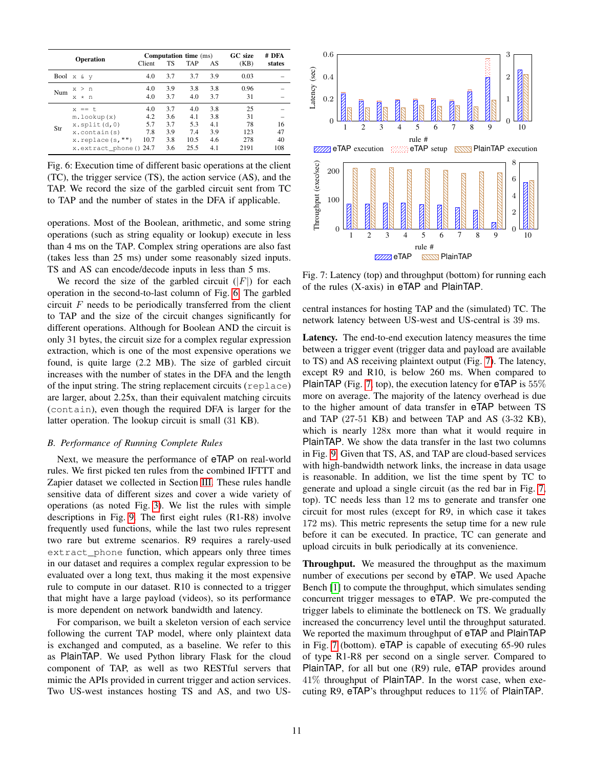| Operation | | Computation time (ms) | | | | GC size | # DFA |
|---|---|---|---|---|---|---|---|
| | | Client | TS | TAP | AS | (KB) | states |
| Bool | `x & y` | 4.0 | 3.7 | 3.7 | 3.9 | 0.03 | – |
| Num | `x > n` | 4.0 | 3.9 | 3.8 | 3.8 | 0.96 | – |
| | `x * n` | 4.0 | 3.7 | 4.0 | 3.7 | 31 | – |
| Str | `x == t` | 4.0 | 3.7 | 4.0 | 3.8 | 25 | – |
| | `m.lookup(x)` | 4.2 | 3.6 | 4.1 | 3.8 | 31 | – |
| | `x.split(d,0)` | 5.7 | 3.7 | 5.3 | 4.1 | 78 | 16 |
| | `x.contain(s)` | 7.8 | 3.9 | 7.4 | 3.9 | 123 | 47 |
| | `x.replace(s,"")` | 10.7 | 3.8 | 10.5 | 4.6 | 278 | 40 |
| | `x.extract_phone()` | 24.7 | 3.6 | 25.5 | 4.1 | 2191 | 108 |

Fig. 6: Execution time of different basic operations at the client (TC), the trigger service (TS), the action service (AS), and the TAP. We record the size of the garbled circuit sent from TC to TAP and the number of states in the DFA if applicable.

operations. Most of the Boolean, arithmetic, and some string operations (such as string equality or lookup) execute in less than 4 ms on the TAP. Complex string operations are also fast (takes less than 25 ms) under some reasonably sized inputs. TS and AS can encode/decode inputs in less than 5 ms.

We record the size of the garbled circuit ($|F|$) for each operation in the second-to-last column of Fig. 6. The garbled circuit $F$ needs to be periodically transferred from the client to TAP and the size of the circuit changes significantly for different operations. Although for Boolean AND the circuit is only 31 bytes, the circuit size for a complex regular expression extraction, which is one of the most expensive operations we found, is quite large (2.2 MB). The size of garbled circuit increases with the number of states in the DFA and the length of the input string. The string replacement circuits (`replace`) are larger, about 2.25x, than their equivalent matching circuits (`contain`), even though the required DFA is larger for the latter operation. The lookup circuit is small (31 KB).

### B. Performance of Running Complete Rules

Next, we measure the performance of eTAP on real-world rules. We first picked ten rules from the combined IFTTT and Zapier dataset we collected in Section III. These rules handle sensitive data of different sizes and cover a wide variety of operations (as noted Fig. 3). We list the rules with simple descriptions in Fig. 9. The first eight rules (R1-R8) involve frequently used functions, while the last two rules represent two rare but extreme scenarios. R9 requires a rarely-used `extract_phone` function, which appears only three times in our dataset and requires a complex regular expression to be evaluated over a long text, thus making it the most expensive rule to compute in our dataset. R10 is connected to a trigger that might have a large payload (videos), so its performance is more dependent on network bandwidth and latency.

For comparison, we built a skeleton version of each service following the current TAP model, where only plaintext data is exchanged and computed, as a baseline. We refer to this as PlainTAP. We used Python library Flask for the cloud component of TAP, as well as two RESTful servers that mimic the APIs provided in current trigger and action services. Two US-west instances hosting TS and AS, and two US-central instances for hosting TAP and the (simulated) TC. The network latency between US-west and US-central is 39 ms.

Fig. 7: Latency (top) and throughput (bottom) for running each of the rules (X-axis) in eTAP and PlainTAP.

**Latency.** The end-to-end execution latency measures the time between a trigger event (trigger data and payload are available to TS) and AS receiving plaintext output (Fig. 7). The latency, except R9 and R10, is below 260 ms. When compared to PlainTAP (Fig. 7 top), the execution latency for eTAP is 55% more on average. The majority of the latency overhead is due to the higher amount of data transfer in eTAP between TS and TAP (27-51 KB) and between TAP and AS (3-32 KB), which is nearly 128x more than what it would require in PlainTAP. We show the data transfer in the last two columns in Fig. 9. Given that TS, AS, and TAP are cloud-based services with high-bandwidth network links, the increase in data usage is reasonable. In addition, we list the time spent by TC to generate and upload a single circuit (as the red bar in Fig. 7, top). TC needs less than 12 ms to generate and transfer one circuit for most rules (except for R9, in which case it takes 172 ms). This metric represents the setup time for a new rule before it can be executed. In practice, TC can generate and upload circuits in bulk periodically at its convenience.

**Throughput.** We measured the maximum throughput as the maximum number of executions per second by eTAP. We used Apache Bench [1] to compute the throughput, which simulates sending concurrent trigger messages to eTAP. We pre-computed the trigger labels to eliminate the bottleneck on TS. We gradually increased the concurrency level until the throughput saturated. We reported the maximum throughput of eTAP and PlainTAP in Fig. 7 (bottom). eTAP is capable of executing 65-90 rules of type R1-R8 per second on a single server. Compared to PlainTAP, for all but one (R9) rule, eTAP provides around 41% throughput of PlainTAP. In the worst case, when executing R9, eTAP's throughput reduces to 11% of PlainTAP.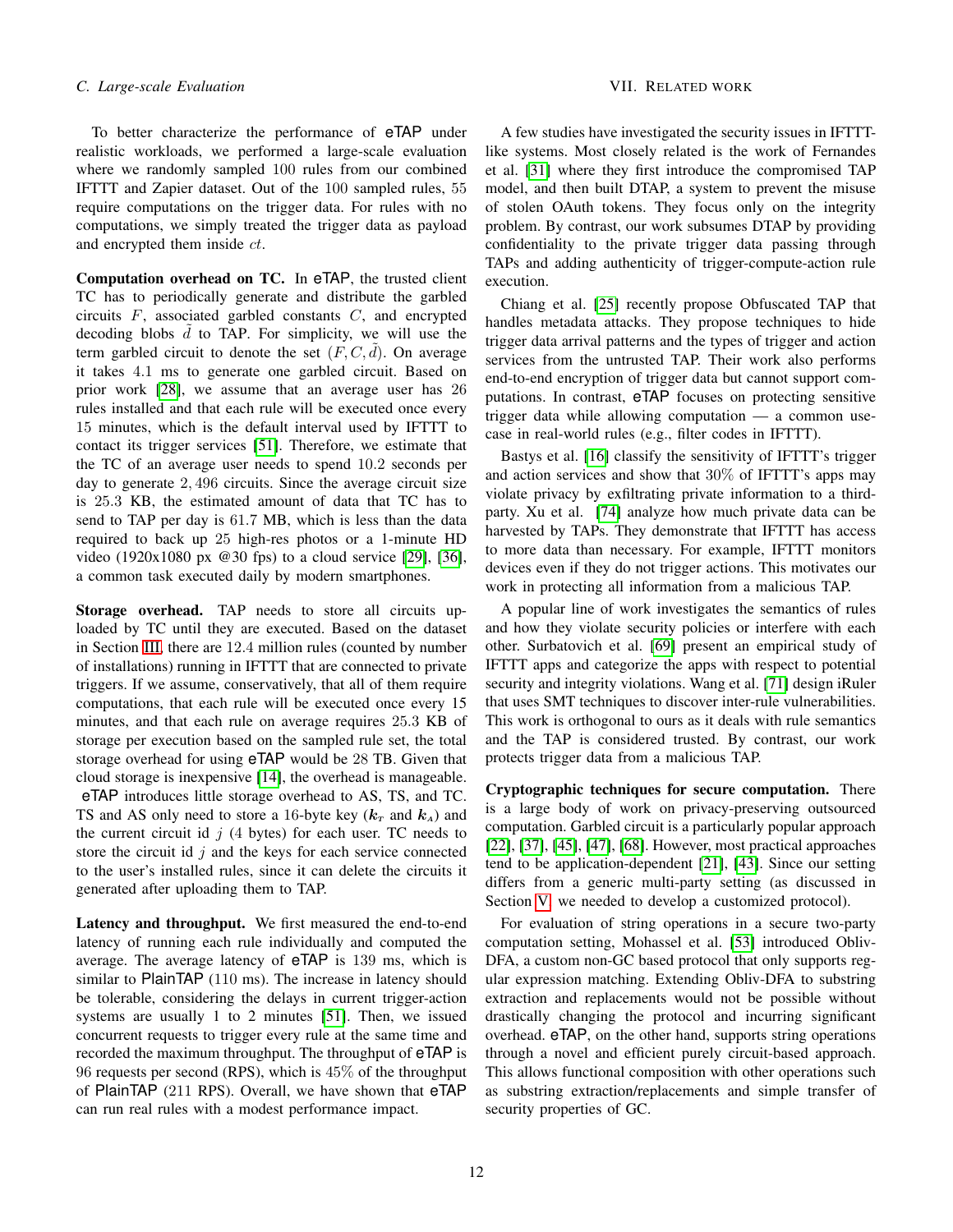### C. Large-scale Evaluation

To better characterize the performance of eTAP under realistic workloads, we performed a large-scale evaluation where we randomly sampled 100 rules from our combined IFTTT and Zapier dataset. Out of the 100 sampled rules, 55 require computations on the trigger data. For rules with no computations, we simply treated the trigger data as payload and encrypted them inside $ct$.

**Computation overhead on TC.** In eTAP, the trusted client TC has to periodically generate and distribute the garbled circuits $F$, associated garbled constants $C$, and encrypted decoding blobs $\tilde{d}$ to TAP. For simplicity, we will use the term garbled circuit to denote the set $(F, C, \tilde{d})$. On average it takes 4.1 ms to generate one garbled circuit. Based on prior work [28], we assume that an average user has 26 rules installed and that each rule will be executed once every 15 minutes, which is the default interval used by IFTTT to contact its trigger services [51]. Therefore, we estimate that the TC of an average user needs to spend 10.2 seconds per day to generate 2,496 circuits. Since the average circuit size is 25.3 KB, the estimated amount of data that TC has to send to TAP per day is 61.7 MB, which is less than the data required to back up 25 high-res photos or a 1-minute HD video (1920x1080 px @30 fps) to a cloud service [29], [36], a common task executed daily by modern smartphones.

**Storage overhead.** TAP needs to store all circuits uploaded by TC until they are executed. Based on the dataset in Section III, there are 12.4 million rules (counted by number of installations) running in IFTTT that are connected to private triggers. If we assume, conservatively, that all of them require computations, that each rule will be executed once every 15 minutes, and that each rule on average requires 25.3 KB of storage per execution based on the sampled rule set, the total storage overhead for using eTAP would be 28 TB. Given that cloud storage is inexpensive [14], the overhead is manageable. eTAP introduces little storage overhead to AS, TS, and TC. TS and AS only need to store a 16-byte key ($\boldsymbol{k}_T$ and $\boldsymbol{k}_A$) and the current circuit id $j$ (4 bytes) for each user. TC needs to store the circuit id $j$ and the keys for each service connected to the user's installed rules, since it can delete the circuits it generated after uploading them to TAP.

**Latency and throughput.** We first measured the end-to-end latency of running each rule individually and computed the average. The average latency of eTAP is 139 ms, which is similar to PlainTAP (110 ms). The increase in latency should be tolerable, considering the delays in current trigger-action systems are usually 1 to 2 minutes [51]. Then, we issued concurrent requests to trigger every rule at the same time and recorded the maximum throughput. The throughput of eTAP is 96 requests per second (RPS), which is 45% of the throughput of PlainTAP (211 RPS). Overall, we have shown that eTAP can run real rules with a modest performance impact.

## VII. Related work

A few studies have investigated the security issues in IFTTT-like systems. Most closely related is the work of Fernandes et al. [31] where they first introduce the compromised TAP model, and then built DTAP, a system to prevent the misuse of stolen OAuth tokens. They focus only on the integrity problem. By contrast, our work subsumes DTAP by providing confidentiality to the private trigger data passing through TAPs and adding authenticity of trigger-compute-action rule execution.

Chiang et al. [25] recently propose Obfuscated TAP that handles metadata attacks. They propose techniques to hide trigger data arrival patterns and the types of trigger and action services from the untrusted TAP. Their work also performs end-to-end encryption of trigger data but cannot support computations. In contrast, eTAP focuses on protecting sensitive trigger data while allowing computation — a common use-case in real-world rules (e.g., filter codes in IFTTT).

Bastys et al. [16] classify the sensitivity of IFTTT's trigger and action services and show that 30% of IFTTT's apps may violate privacy by exfiltrating private information to a third-party. Xu et al. [74] analyze how much private data can be harvested by TAPs. They demonstrate that IFTTT has access to more data than necessary. For example, IFTTT monitors devices even if they do not trigger actions. This motivates our work in protecting all information from a malicious TAP.

A popular line of work investigates the semantics of rules and how they violate security policies or interfere with each other. Surbatovich et al. [69] present an empirical study of IFTTT apps and categorize the apps with respect to potential security and integrity violations. Wang et al. [71] design iRuler that uses SMT techniques to discover inter-rule vulnerabilities. This work is orthogonal to ours as it deals with rule semantics and the TAP is considered trusted. By contrast, our work protects trigger data from a malicious TAP.

**Cryptographic techniques for secure computation.** There is a large body of work on privacy-preserving outsourced computation. Garbled circuit is a particularly popular approach [22], [37], [45], [47], [68]. However, most practical approaches tend to be application-dependent [21], [43]. Since our setting differs from a generic multi-party setting (as discussed in Section V, we needed to develop a customized protocol).

For evaluation of string operations in a secure two-party computation setting, Mohassel et al. [53] introduced Obliv-DFA, a custom non-GC based protocol that only supports regular expression matching. Extending Obliv-DFA to substring extraction and replacements would not be possible without drastically changing the protocol and incurring significant overhead. eTAP, on the other hand, supports string operations through a novel and efficient purely circuit-based approach. This allows functional composition with other operations such as substring extraction/replacements and simple transfer of security properties of GC.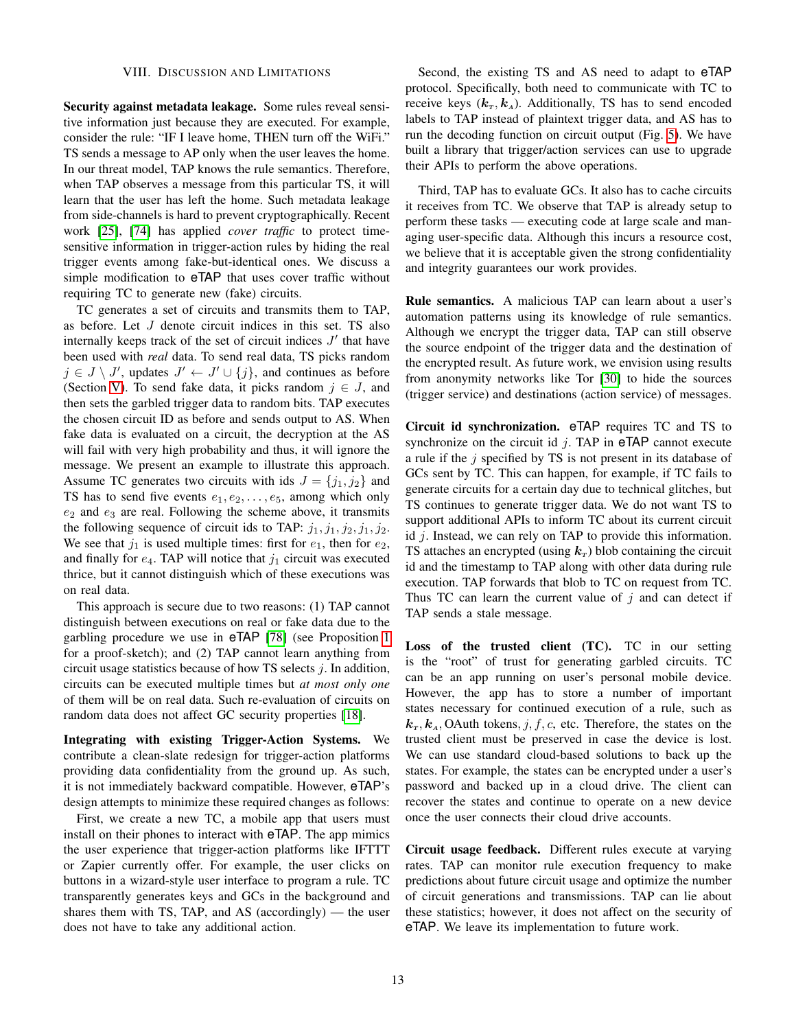## VIII. Discussion and Limitations

**Security against metadata leakage.** Some rules reveal sensitive information just because they are executed. For example, consider the rule: "IF I leave home, THEN turn off the WiFi." TS sends a message to AP only when the user leaves the home. In our threat model, TAP knows the rule semantics. Therefore, when TAP observes a message from this particular TS, it will learn that the user has left the home. Such metadata leakage from side-channels is hard to prevent cryptographically. Recent work [25], [74] has applied *cover traffic* to protect time-sensitive information in trigger-action rules by hiding the real trigger events among fake-but-identical ones. We discuss a simple modification to eTAP that uses cover traffic without requiring TC to generate new (fake) circuits.

TC generates a set of circuits and transmits them to TAP, as before. Let $J$ denote circuit indices in this set. TS also internally keeps track of the set of circuit indices $J'$ that have been used with *real* data. To send real data, TS picks random $j \in J \setminus J'$, updates $J' \leftarrow J' \cup \{j\}$, and continues as before (Section V). To send fake data, it picks random $j \in J$, and then sets the garbled trigger data to random bits. TAP executes the chosen circuit ID as before and sends output to AS. When fake data is evaluated on a circuit, the decryption at the AS will fail with very high probability and thus, it will ignore the message. We present an example to illustrate this approach. Assume TC generates two circuits with ids $J = \{j_1, j_2\}$ and TS has to send five events $e_1, e_2, \ldots, e_5$, among which only $e_2$ and $e_3$ are real. Following the scheme above, it transmits the following sequence of circuit ids to TAP: $j_1, j_1, j_2, j_1, j_2$. We see that $j_1$ is used multiple times: first for $e_1$, then for $e_2$, and finally for $e_4$. TAP will notice that $j_1$ circuit was executed thrice, but it cannot distinguish which of these executions was on real data.

This approach is secure due to two reasons: (1) TAP cannot distinguish between executions on real or fake data due to the garbling procedure we use in eTAP [78] (see Proposition 1 for a proof-sketch); and (2) TAP cannot learn anything from circuit usage statistics because of how TS selects $j$. In addition, circuits can be executed multiple times but *at most only one* of them will be on real data. Such re-evaluation of circuits on random data does not affect GC security properties [18].

**Integrating with existing Trigger-Action Systems.** We contribute a clean-slate redesign for trigger-action platforms providing data confidentiality from the ground up. As such, it is not immediately backward compatible. However, eTAP's design attempts to minimize these required changes as follows:

First, we create a new TC, a mobile app that users must install on their phones to interact with eTAP. The app mimics the user experience that trigger-action platforms like IFTTT or Zapier currently offer. For example, the user clicks on buttons in a wizard-style user interface to program a rule. TC transparently generates keys and GCs in the background and shares them with TS, TAP, and AS (accordingly) — the user does not have to take any additional action.

Second, the existing TS and AS need to adapt to eTAP protocol. Specifically, both need to communicate with TC to receive keys ($\boldsymbol{k}_T, \boldsymbol{k}_A$). Additionally, TS has to send encoded labels to TAP instead of plaintext trigger data, and AS has to run the decoding function on circuit output (Fig. 5). We have built a library that trigger/action services can use to upgrade their APIs to perform the above operations.

Third, TAP has to evaluate GCs. It also has to cache circuits it receives from TC. We observe that TAP is already setup to perform these tasks — executing code at large scale and managing user-specific data. Although this incurs a resource cost, we believe that it is acceptable given the strong confidentiality and integrity guarantees our work provides.

**Rule semantics.** A malicious TAP can learn about a user's automation patterns using its knowledge of rule semantics. Although we encrypt the trigger data, TAP can still observe the source endpoint of the trigger data and the destination of the encrypted result. As future work, we envision using results from anonymity networks like Tor [30] to hide the sources (trigger service) and destinations (action service) of messages.

**Circuit id synchronization.** eTAP requires TC and TS to synchronize on the circuit id $j$. TAP in eTAP cannot execute a rule if the $j$ specified by TS is not present in its database of GCs sent by TC. This can happen, for example, if TC fails to generate circuits for a certain day due to technical glitches, but TS continues to generate trigger data. We do not want TS to support additional APIs to inform TC about its current circuit id $j$. Instead, we can rely on TAP to provide this information. TS attaches an encrypted (using $\boldsymbol{k}_T$) blob containing the circuit id and the timestamp to TAP along with other data during rule execution. TAP forwards that blob to TC on request from TC. Thus TC can learn the current value of $j$ and can detect if TAP sends a stale message.

**Loss of the trusted client (TC).** TC in our setting is the "root" of trust for generating garbled circuits. TC can be an app running on user's personal mobile device. However, the app has to store a number of important states necessary for continued execution of a rule, such as $\boldsymbol{k}_T, \boldsymbol{k}_A$, OAuth tokens, $j, f, c$, etc. Therefore, the states on the trusted client must be preserved in case the device is lost. We can use standard cloud-based solutions to back up the states. For example, the states can be encrypted under a user's password and backed up in a cloud drive. The client can recover the states and continue to operate on a new device once the user connects their cloud drive accounts.

**Circuit usage feedback.** Different rules execute at varying rates. TAP can monitor rule execution frequency to make predictions about future circuit usage and optimize the number of circuit generations and transmissions. TAP can lie about these statistics; however, it does not affect on the security of eTAP. We leave its implementation to future work.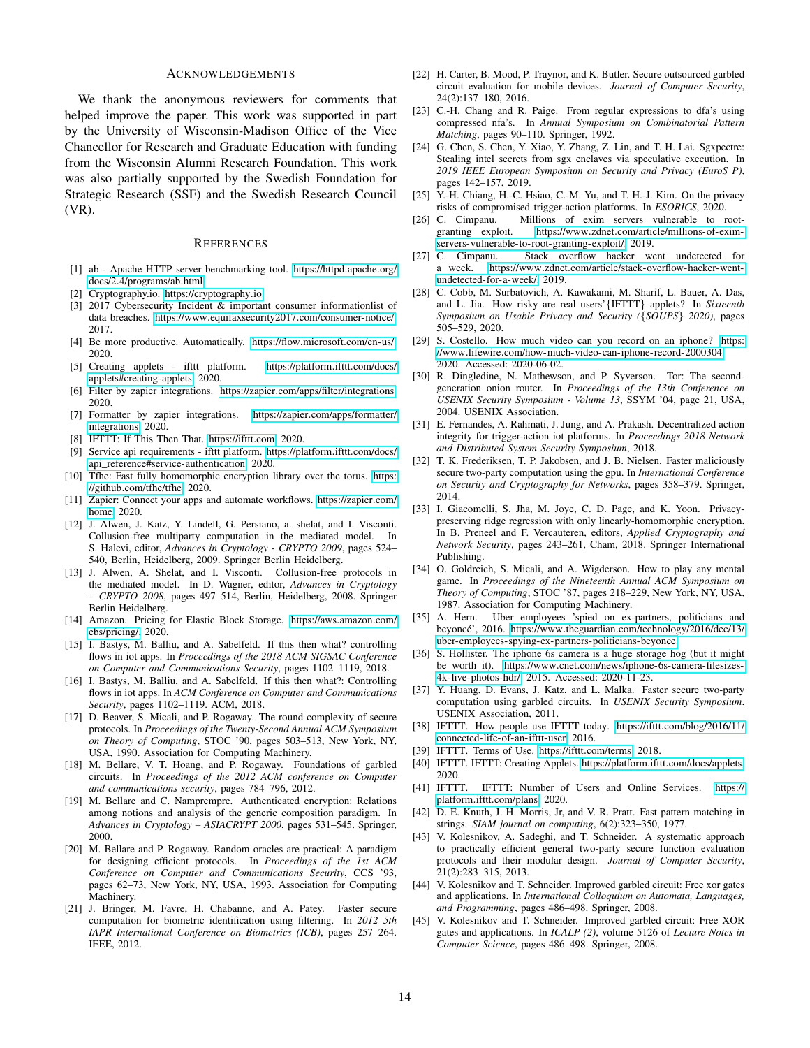## Acknowledgements

We thank the anonymous reviewers for comments that helped improve the paper. This work was supported in part by the University of Wisconsin-Madison Office of the Vice Chancellor for Research and Graduate Education with funding from the Wisconsin Alumni Research Foundation. This work was also partially supported by the Swedish Foundation for Strategic Research (SSF) and the Swedish Research Council (VR).

## References

[1] ab - Apache HTTP server benchmarking tool. https://httpd.apache.org/docs/2.4/programs/ab.html.

[2] Cryptography.io. https://cryptography.io.

[3] 2017 Cybersecurity Incident & important consumer informationlist of data breaches. https://www.equifaxsecurity2017.com/consumer-notice/, 2017.

[4] Be more productive. Automatically. https://flow.microsoft.com/en-us/, 2020.

[5] Creating applets - ifttt platform. https://platform.ifttt.com/docs/applets#creating-applets, 2020.

[6] Filter by zapier integrations. https://zapier.com/apps/filter/integrations, 2020.

[7] Formatter by zapier integrations. https://zapier.com/apps/formatter/integrations, 2020.

[8] IFTTT: If This Then That. https://ifttt.com, 2020.

[9] Service api requirements - ifttt platform. https://platform.ifttt.com/docs/api_reference#service-authentication, 2020.

[10] Tfhe: Fast fully homomorphic encryption library over the torus. https://github.com/tfhe/tfhe, 2020.

[11] Zapier: Connect your apps and automate workflows. https://zapier.com/home, 2020.

[12] J. Alwen, J. Katz, Y. Lindell, G. Persiano, a. shelat, and I. Visconti. Collusion-free multiparty computation in the mediated model. In S. Halevi, editor, *Advances in Cryptology - CRYPTO 2009*, pages 524–540, Berlin, Heidelberg, 2009. Springer Berlin Heidelberg.

[13] J. Alwen, A. Shelat, and I. Visconti. Collusion-free protocols in the mediated model. In D. Wagner, editor, *Advances in Cryptology – CRYPTO 2008*, pages 497–514, Berlin, Heidelberg, 2008. Springer Berlin Heidelberg.

[14] Amazon. Pricing for Elastic Block Storage. https://aws.amazon.com/ebs/pricing/, 2020.

[15] I. Bastys, M. Balliu, and A. Sabelfeld. If this then what? controlling flows in iot apps. In *Proceedings of the 2018 ACM SIGSAC Conference on Computer and Communications Security*, pages 1102–1119, 2018.

[16] I. Bastys, M. Balliu, and A. Sabelfeld. If this then what?: Controlling flows in iot apps. In *ACM Conference on Computer and Communications Security*, pages 1102–1119. ACM, 2018.

[17] D. Beaver, S. Micali, and P. Rogaway. The round complexity of secure protocols. In *Proceedings of the Twenty-Second Annual ACM Symposium on Theory of Computing*, STOC '90, pages 503–513, New York, NY, USA, 1990. Association for Computing Machinery.

[18] M. Bellare, V. T. Hoang, and P. Rogaway. Foundations of garbled circuits. In *Proceedings of the 2012 ACM conference on Computer and communications security*, pages 784–796, 2012.

[19] M. Bellare and C. Namprempre. Authenticated encryption: Relations among notions and analysis of the generic composition paradigm. In *Advances in Cryptology – ASIACRYPT 2000*, pages 531–545. Springer, 2000.

[20] M. Bellare and P. Rogaway. Random oracles are practical: A paradigm for designing efficient protocols. In *Proceedings of the 1st ACM Conference on Computer and Communications Security*, CCS '93, pages 62–73, New York, NY, USA, 1993. Association for Computing Machinery.

[21] J. Bringer, M. Favre, H. Chabanne, and A. Patey. Faster secure computation for biometric identification using filtering. In *2012 5th IAPR International Conference on Biometrics (ICB)*, pages 257–264. IEEE, 2012.

[22] H. Carter, B. Mood, P. Traynor, and K. Butler. Secure outsourced garbled circuit evaluation for mobile devices. *Journal of Computer Security*, 24(2):137–180, 2016.

[23] C.-H. Chang and R. Paige. From regular expressions to dfa's using compressed nfa's. In *Annual Symposium on Combinatorial Pattern Matching*, pages 90–110. Springer, 1992.

[24] G. Chen, S. Chen, Y. Xiao, Y. Zhang, Z. Lin, and T. H. Lai. Sgxpectre: Stealing intel secrets from sgx enclaves via speculative execution. In *2019 IEEE European Symposium on Security and Privacy (EuroS P)*, pages 142–157, 2019.

[25] Y.-H. Chiang, H.-C. Hsiao, C.-M. Yu, and T. H.-J. Kim. On the privacy risks of compromised trigger-action platforms. In *ESORICS*, 2020.

[26] C. Cimpanu. Millions of exim servers vulnerable to root-granting exploit. https://www.zdnet.com/article/millions-of-exim-servers-vulnerable-to-root-granting-exploit/, 2019.

[27] C. Cimpanu. Stack overflow hacker went undetected for a week. https://www.zdnet.com/article/stack-overflow-hacker-went-undetected-for-a-week/, 2019.

[28] C. Cobb, M. Surbatovich, A. Kawakami, M. Sharif, L. Bauer, A. Das, and L. Jia. How risky are real users'{IFTTT} applets? In *Sixteenth Symposium on Usable Privacy and Security ({SOUPS} 2020)*, pages 505–529, 2020.

[29] S. Costello. How much video can you record on an iphone? https://www.lifewire.com/how-much-video-can-iphone-record-2000304, 2020. Accessed: 2020-06-02.

[30] R. Dingledine, N. Mathewson, and P. Syverson. Tor: The second-generation onion router. In *Proceedings of the 13th Conference on USENIX Security Symposium - Volume 13*, SSYM '04, page 21, USA, 2004. USENIX Association.

[31] E. Fernandes, A. Rahmati, J. Jung, and A. Prakash. Decentralized action integrity for trigger-action iot platforms. In *Proceedings 2018 Network and Distributed System Security Symposium*, 2018.

[32] T. K. Frederiksen, T. P. Jakobsen, and J. B. Nielsen. Faster maliciously secure two-party computation using the gpu. In *International Conference on Security and Cryptography for Networks*, pages 358–379. Springer, 2014.

[33] I. Giacomelli, S. Jha, M. Joye, C. D. Page, and K. Yoon. Privacy-preserving ridge regression with only linearly-homomorphic encryption. In B. Preneel and F. Vercauteren, editors, *Applied Cryptography and Network Security*, pages 243–261, Cham, 2018. Springer International Publishing.

[34] O. Goldreich, S. Micali, and A. Wigderson. How to play any mental game. In *Proceedings of the Nineteenth Annual ACM Symposium on Theory of Computing*, STOC '87, pages 218–229, New York, NY, USA, 1987. Association for Computing Machinery.

[35] A. Hern. Uber employees 'spied on ex-partners, politicians and beyoncé', 2016. https://www.theguardian.com/technology/2016/dec/13/uber-employees-spying-ex-partners-politicians-beyonce.

[36] S. Hollister. The iphone 6s camera is a huge storage hog (but it might be worth it). https://www.cnet.com/news/iphone-6s-camera-filesizes-4k-live-photos-hdr/, 2015. Accessed: 2020-11-23.

[37] Y. Huang, D. Evans, J. Katz, and L. Malka. Faster secure two-party computation using garbled circuits. In *USENIX Security Symposium*. USENIX Association, 2011.

[38] IFTTT. How people use IFTTT today. https://ifttt.com/blog/2016/11/connected-life-of-an-ifttt-user, 2016.

[39] IFTTT. Terms of Use. https://ifttt.com/terms, 2018.

[40] IFTTT. IFTTT: Creating Applets. https://platform.ifttt.com/docs/applets, 2020.

[41] IFTTT. IFTTT: Number of Users and Online Services. https://platform.ifttt.com/plans, 2020.

[42] D. E. Knuth, J. H. Morris, Jr, and V. R. Pratt. Fast pattern matching in strings. *SIAM journal on computing*, 6(2):323–350, 1977.

[43] V. Kolesnikov, A. Sadeghi, and T. Schneider. A systematic approach to practically efficient general two-party secure function evaluation protocols and their modular design. *Journal of Computer Security*, 21(2):283–315, 2013.

[44] V. Kolesnikov and T. Schneider. Improved garbled circuit: Free xor gates and applications. In *International Colloquium on Automata, Languages, and Programming*, pages 486–498. Springer, 2008.

[45] V. Kolesnikov and T. Schneider. Improved garbled circuit: Free XOR gates and applications. In *ICALP (2)*, volume 5126 of *Lecture Notes in Computer Science*, pages 486–498. Springer, 2008.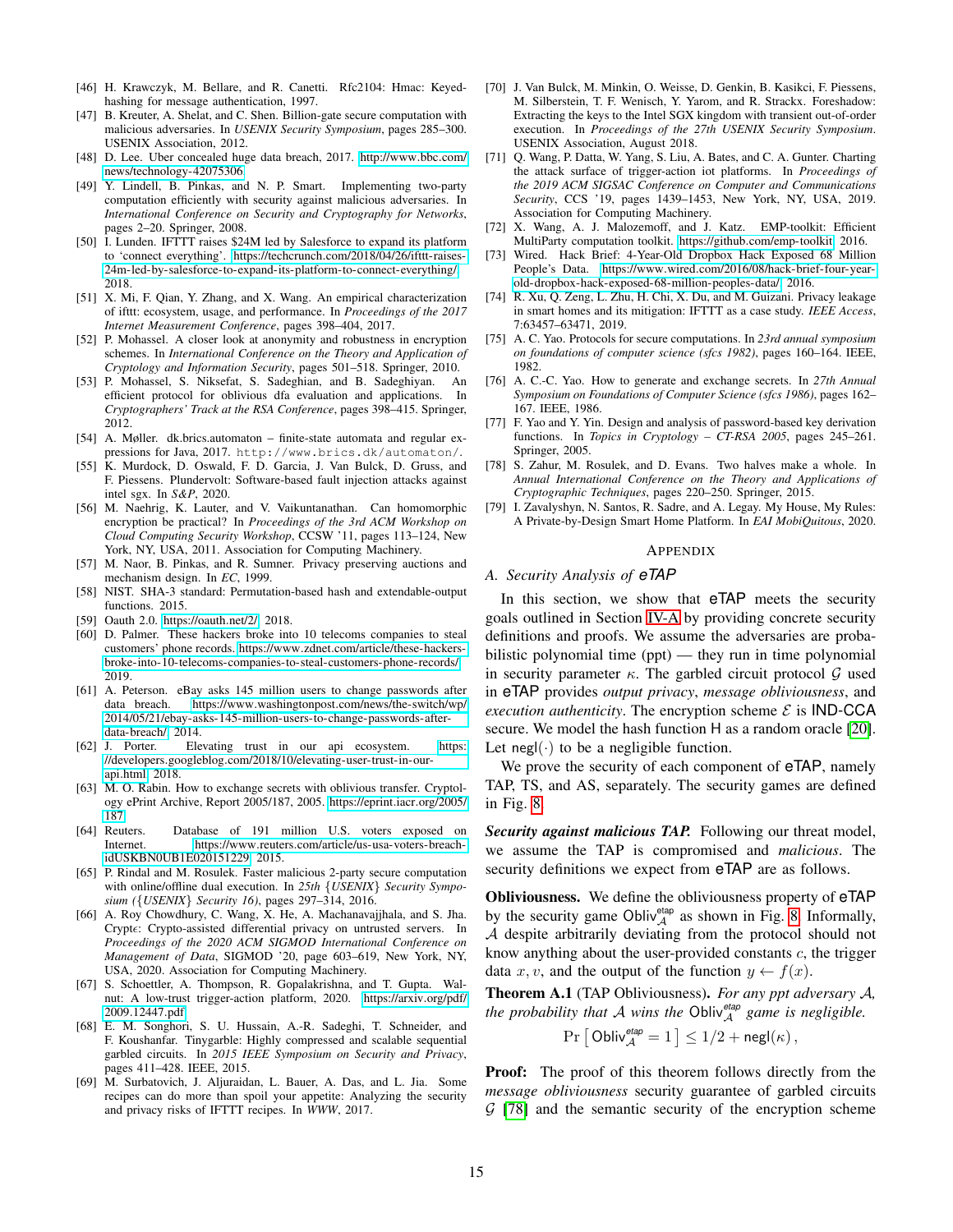[46] H. Krawczyk, M. Bellare, and R. Canetti. Rfc2104: Hmac: Keyed-hashing for message authentication, 1997.

[47] B. Kreuter, A. Shelat, and C. Shen. Billion-gate secure computation with malicious adversaries. In *USENIX Security Symposium*, pages 285–300. USENIX Association, 2012.

[48] D. Lee. Uber concealed huge data breach, 2017. http://www.bbc.com/news/technology-42075306

[49] Y. Lindell, B. Pinkas, and N. P. Smart. Implementing two-party computation efficiently with security against malicious adversaries. In *International Conference on Security and Cryptography for Networks*, pages 2–20. Springer, 2008.

[50] I. Lunden. IFTTT raises $24M led by Salesforce to expand its platform to 'connect everything'. https://techcrunch.com/2018/04/26/ifttt-raises-24m-led-by-salesforce-to-expand-its-platform-to-connect-everything/, 2018.

[51] X. Mi, F. Qian, Y. Zhang, and X. Wang. An empirical characterization of ifttt: ecosystem, usage, and performance. In *Proceedings of the 2017 Internet Measurement Conference*, pages 398–404, 2017.

[52] P. Mohassel. A closer look at anonymity and robustness in encryption schemes. In *International Conference on the Theory and Application of Cryptology and Information Security*, pages 501–518. Springer, 2010.

[53] P. Mohassel, S. Niksefat, S. Sadeghian, and B. Sadeghiyan. An efficient protocol for oblivious dfa evaluation and applications. In *Cryptographers' Track at the RSA Conference*, pages 398–415. Springer, 2012.

[54] A. Møller. dk.brics.automaton – finite-state automata and regular expressions for Java, 2017. http://www.brics.dk/automaton/.

[55] K. Murdock, D. Oswald, F. D. Garcia, J. Van Bulck, D. Gruss, and F. Piessens. Plundervolt: Software-based fault injection attacks against intel sgx. In *S&P*, 2020.

[56] M. Naehrig, K. Lauter, and V. Vaikuntanathan. Can homomorphic encryption be practical? In *Proceedings of the 3rd ACM Workshop on Cloud Computing Security Workshop*, CCSW '11, pages 113–124, New York, NY, USA, 2011. Association for Computing Machinery.

[57] M. Naor, B. Pinkas, and R. Sumner. Privacy preserving auctions and mechanism design. In *EC*, 1999.

[58] NIST. SHA-3 standard: Permutation-based hash and extendable-output functions. 2015.

[59] Oauth 2.0. https://oauth.net/2/ 2018.

[60] D. Palmer. These hackers broke into 10 telecoms companies to steal customers' phone records. https://www.zdnet.com/article/these-hackers-broke-into-10-telecoms-companies-to-steal-customers-phone-records/ 2019.

[61] A. Peterson. eBay asks 145 million users to change passwords after data breach. https://www.washingtonpost.com/news/the-switch/wp/2014/05/21/ebay-asks-145-million-users-to-change-passwords-after-data-breach/ 2014.

[62] J. Porter. Elevating trust in our api ecosystem. https://developers.googleblog.com/2018/10/elevating-user-trust-in-our-api.html 2018.

[63] M. O. Rabin. How to exchange secrets with oblivious transfer. Cryptology ePrint Archive, Report 2005/187, 2005. https://eprint.iacr.org/2005/187.

[64] Reuters. Database of 191 million U.S. voters exposed on Internet. https://www.reuters.com/article/us-usa-voters-breach-idUSKBN0UB1E020151229 2015.

[65] P. Rindal and M. Rosulek. Faster malicious 2-party secure computation with online/offline dual execution. In *25th {USENIX} Security Symposium ({USENIX} Security 16)*, pages 297–314, 2016.

[66] A. Roy Chowdhury, C. Wang, X. He, A. Machanavajjhala, and S. Jha. Cryptϵ: Crypto-assisted differential privacy on untrusted servers. In *Proceedings of the 2020 ACM SIGMOD International Conference on Management of Data*, SIGMOD '20, page 603–619, New York, NY, USA, 2020. Association for Computing Machinery.

[67] S. Schoettler, A. Thompson, R. Gopalakrishna, and T. Gupta. Walnut: A low-trust trigger-action platform, 2020. https://arxiv.org/pdf/2009.12447.pdf

[68] E. M. Songhori, S. U. Hussain, A.-R. Sadeghi, T. Schneider, and F. Koushanfar. Tinygarble: Highly compressed and scalable sequential garbled circuits. In *2015 IEEE Symposium on Security and Privacy*, pages 411–428. IEEE, 2015.

[69] M. Surbatovich, J. Aljuraidan, L. Bauer, A. Das, and L. Jia. Some recipes can do more than spoil your appetite: Analyzing the security and privacy risks of IFTTT recipes. In *WWW*, 2017.

[70] J. Van Bulck, M. Minkin, O. Weisse, D. Genkin, B. Kasikci, F. Piessens, M. Silberstein, T. F. Wenisch, Y. Yarom, and R. Strackx. Foreshadow: Extracting the keys to the Intel SGX kingdom with transient out-of-order execution. In *Proceedings of the 27th USENIX Security Symposium*. USENIX Association, August 2018.

[71] Q. Wang, P. Datta, W. Yang, S. Liu, A. Bates, and C. A. Gunter. Charting the attack surface of trigger-action iot platforms. In *Proceedings of the 2019 ACM SIGSAC Conference on Computer and Communications Security*, CCS '19, pages 1439–1453, New York, NY, USA, 2019. Association for Computing Machinery.

[72] X. Wang, A. J. Malozemoff, and J. Katz. EMP-toolkit: Efficient MultiParty computation toolkit. https://github.com/emp-toolkit 2016.

[73] Wired. Hack Brief: 4-Year-Old Dropbox Hack Exposed 68 Million People's Data. https://www.wired.com/2016/08/hack-brief-four-year-old-dropbox-hack-exposed-68-million-peoples-data/ 2016.

[74] R. Xu, Q. Zeng, L. Zhu, H. Chi, X. Du, and M. Guizani. Privacy leakage in smart homes and its mitigation: IFTTT as a case study. *IEEE Access*, 7:63457–63471, 2019.

[75] A. C. Yao. Protocols for secure computations. In *23rd annual symposium on foundations of computer science (sfcs 1982)*, pages 160–164. IEEE, 1982.

[76] A. C.-C. Yao. How to generate and exchange secrets. In *27th Annual Symposium on Foundations of Computer Science (sfcs 1986)*, pages 162–167. IEEE, 1986.

[77] F. Yao and Y. Yin. Design and analysis of password-based key derivation functions. In *Topics in Cryptology – CT-RSA 2005*, pages 245–261. Springer, 2005.

[78] S. Zahur, M. Rosulek, and D. Evans. Two halves make a whole. In *Annual International Conference on the Theory and Applications of Cryptographic Techniques*, pages 220–250. Springer, 2015.

[79] I. Zavalyshyn, N. Santos, R. Sadre, and A. Legay. My House, My Rules: A Private-by-Design Smart Home Platform. In *EAI MobiQuitous*, 2020.

# Appendix

## A. Security Analysis of eTAP

In this section, we show that eTAP meets the security goals outlined in Section IV-A by providing concrete security definitions and proofs. We assume the adversaries are probabilistic polynomial time (ppt) — they run in time polynomial in security parameter $\kappa$. The garbled circuit protocol $\mathcal{G}$ used in eTAP provides *output privacy*, *message obliviousness*, and *execution authenticity*. The encryption scheme $\mathcal{E}$ is IND-CCA secure. We model the hash function H as a random oracle [20]. Let $\mathsf{negl}(\cdot)$ to be a negligible function.

We prove the security of each component of eTAP, namely TAP, TS, and AS, separately. The security games are defined in Fig. 8.

***Security against malicious TAP.*** Following our threat model, we assume the TAP is compromised and *malicious*. The security definitions we expect from eTAP are as follows.

**Obliviousness.** We define the obliviousness property of eTAP by the security game $\mathsf{Obliv}_{\mathcal{A}}^{etap}$ as shown in Fig. 8. Informally, $\mathcal{A}$ despite arbitrarily deviating from the protocol should not know anything about the user-provided constants $c$, the trigger data $x, v$, and the output of the function $y \leftarrow f(x)$.

**Theorem A.1** (TAP Obliviousness). *For any ppt adversary $\mathcal{A}$, the probability that $\mathcal{A}$ wins the $\mathsf{Obliv}_{\mathcal{A}}^{etap}$ game is negligible.*

$$\Pr\left[\,\mathsf{Obliv}_{\mathcal{A}}^{etap} = 1\,\right] \leq 1/2 + \mathsf{negl}(\kappa)\,,$$

**Proof:** The proof of this theorem follows directly from the *message obliviousness* security guarantee of garbled circuits $\mathcal{G}$ [78] and the semantic security of the encryption scheme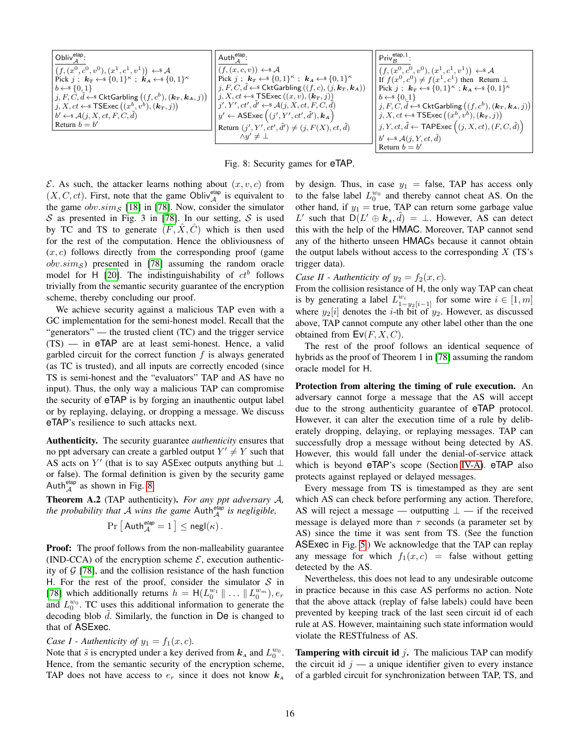$\mathsf{Obliv}^{\mathsf{etap}}_{\mathcal{A}}$:
$(f,(x^0,c^0,v^0),(x^1,c^1,v^1)) \leftarrow\$ \mathcal{A}$
Pick $j$ ; $\boldsymbol{k_T} \leftarrow\$ \{0,1\}^\kappa$ ; $\boldsymbol{k_A} \leftarrow\$ \{0,1\}^\kappa$
$b \leftarrow\$ \{0,1\}$
$j, F, C, \tilde{d} \leftarrow\$ \mathsf{CktGarbling}\left((f, c^b), (\boldsymbol{k_T}, \boldsymbol{k_A}, j)\right)$
$j, X, ct \leftarrow\$ \mathsf{TSExec}\left((x^b, v^b), (\boldsymbol{k_T}, j)\right)$
$b' \leftarrow\$ \mathcal{A}(j, X, ct, F, C, \tilde{d})$
Return $b = b'$

$\mathsf{Auth}^{\mathsf{etap}}_{\mathcal{A}}$:
$(f,(x,c,v)) \leftarrow\$ \mathcal{A}$
Pick $j$ ; $\boldsymbol{k_T} \leftarrow\$ \{0,1\}^\kappa$ ; $\boldsymbol{k_A} \leftarrow\$ \{0,1\}^\kappa$
$j, F, C, \tilde{d} \leftarrow\$ \mathsf{CktGarbling}\left((f, c), (j, \boldsymbol{k_T}, \boldsymbol{k_A})\right)$
$j, X, ct \leftarrow\$ \mathsf{TSExec}\left((x, v), (\boldsymbol{k_T}, j)\right)$
$j', Y', ct', \tilde{d}' \leftarrow\$ \mathcal{A}(j, X, ct, F, C, \tilde{d})$
$y' \leftarrow \mathsf{ASExec}\left((j', Y', ct', \tilde{d}'), \boldsymbol{k_A}\right)$
Return $(j', Y', ct', \tilde{d}') \neq (j, F(X), ct, \tilde{d})$
$\quad \wedge y' \neq \perp$

$\mathsf{Priv}^{\mathsf{etap},1}_{\mathcal{B}}$:
$(f,(x^0,c^0,v^0),(x^1,c^1,v^1)) \leftarrow\$ \mathcal{A}$
If $f(x^0,c^0) \neq f(x^1,c^1)$ then Return $\perp$
Pick $j$ ; $\boldsymbol{k_T} \leftarrow\$ \{0,1\}^\kappa$ ; $\boldsymbol{k_A} \leftarrow\$ \{0,1\}^\kappa$
$b \leftarrow\$ \{0,1\}$
$j, F, C, \tilde{d} \leftarrow\$ \mathsf{CktGarbling}\left((f, c^b), (\boldsymbol{k_T}, \boldsymbol{k_A}, j)\right)$
$j, X, ct \leftarrow\$ \mathsf{TSExec}\left((x^b, v^b), (\boldsymbol{k_T}, j)\right)$
$j, Y, ct, \tilde{d} \leftarrow \mathsf{TAPExec}\left((j, X, ct), (F, C, \tilde{d})\right)$
$b' \leftarrow\$ \mathcal{A}(j, Y, ct, \tilde{d})$
Return $b = b'$

Fig. 8: Security games for eTAP.

$\mathcal{E}$. As such, the attacker learns nothing about $(x, v, c)$ from $(X, C, ct)$. First, note that the game $\mathsf{Obliv}^{\mathsf{etap}}_{\mathcal{A}}$ is equivalent to the game $obv.sim_{\mathcal{S}}$ [18] in [78]. Now, consider the simulator $\mathcal{S}$ as presented in Fig. 3 in [78]. In our setting, $\mathcal{S}$ is used by TC and TS to generate $(\hat{F}, \hat{X}, \hat{C})$ which is then used for the rest of the computation. Hence the obliviousness of $(x, c)$ follows directly from the corresponding proof (game $obv.sim_{\mathcal{S}}$) presented in [78] assuming the random oracle model for H [20]. The indistinguishability of $ct^b$ follows trivially from the semantic security guarantee of the encryption scheme, thereby concluding our proof.

We achieve security against a malicious TAP even with a GC implementation for the semi-honest model. Recall that the "generators" — the trusted client (TC) and the trigger service (TS) — in eTAP are at least semi-honest. Hence, a valid garbled circuit for the correct function $f$ is always generated (as TC is trusted), and all inputs are correctly encoded (since TS is semi-honest and the "evaluators" TAP and AS have no input). Thus, the only way a malicious TAP can compromise the security of eTAP is by forging an inauthentic output label or by replaying, delaying, or dropping a message. We discuss eTAP's resilience to such attacks next.

**Authenticity.** The security guarantee *authenticity* ensures that no ppt adversary can create a garbled output $Y' \neq Y$ such that AS acts on $Y'$ (that is to say ASExec outputs anything but $\perp$ or false). The formal definition is given by the security game $\mathsf{Auth}^{\mathsf{etap}}_{\mathcal{A}}$ as shown in Fig. 8.

**Theorem A.2** (TAP authenticity). *For any ppt adversary $\mathcal{A}$, the probability that $\mathcal{A}$ wins the game $\mathsf{Auth}^{\mathsf{etap}}_{\mathcal{A}}$ is negligible,*

$$\Pr\left[\mathsf{Auth}^{\mathsf{etap}}_{\mathcal{A}} = 1\right] \leq \mathsf{negl}(\kappa).$$

**Proof:** The proof follows from the non-malleability guarantee (IND-CCA) of the encryption scheme $\mathcal{E}$, execution authenticity of $\mathcal{G}$ [78], and the collision resistance of the hash function H. For the rest of the proof, consider the simulator $\mathcal{S}$ in [78] which additionally returns $h = \mathsf{H}(L_0^{w_1} \| \ldots \| L_0^{w_m}), e_r$ and $L_0^{w_0}$. TC uses this additional information to generate the decoding blob $\tilde{d}$. Similarly, the function in De is changed to that of ASExec.

*Case I - Authenticity of $y_1 = f_1(x, c)$.*
Note that $\tilde{s}$ is encrypted under a key derived from $\boldsymbol{k_A}$ and $L_0^{w_0}$. Hence, from the semantic security of the encryption scheme, TAP does not have access to $e_r$ since it does not know $\boldsymbol{k_A}$ by design. Thus, in case $y_1 = \mathsf{false}$, TAP has access only to the false label $L_0^{w_0}$ and thereby cannot cheat AS. On the other hand, if $y_1 = \mathsf{true}$, TAP can return some garbage value $L'$ such that $\mathsf{D}(L' \oplus \boldsymbol{k_A}, \tilde{d}) = \perp$. However, AS can detect this with the help of the HMAC. Moreover, TAP cannot send any of the hitherto unseen HMACs because it cannot obtain the output labels without access to the corresponding $X$ (TS's trigger data).

*Case II - Authenticity of $y_2 = f_2(x, c)$.*
From the collision resistance of H, the only way TAP can cheat is by generating a label $L^{w_i}_{1-y_2[i-1]}$ for some wire $i \in [1, m]$ where $y_2[i]$ denotes the $i$-th bit of $y_2$. However, as discussed above, TAP cannot compute any other label other than the one obtained from $\mathsf{Ev}(F, X, C)$.

The rest of the proof follows an identical sequence of hybrids as the proof of Theorem 1 in [78] assuming the random oracle model for H.

**Protection from altering the timing of rule execution.** An adversary cannot forge a message that the AS will accept due to the strong authenticity guarantee of eTAP protocol. However, it can alter the execution time of a rule by deliberately dropping, delaying, or replaying messages. TAP can successfully drop a message without being detected by AS. However, this would fall under the denial-of-service attack which is beyond eTAP's scope (Section IV-A). eTAP also protects against replayed or delayed messages.

Every message from TS is timestamped as they are sent which AS can check before performing any action. Therefore, AS will reject a message — outputting $\perp$ — if the received message is delayed more than $\tau$ seconds (a parameter set by AS) since the time it was sent from TS. (See the function ASExec in Fig. 5.) We acknowledge that the TAP can replay any message for which $f_1(x, c) = \mathsf{false}$ without getting detected by the AS.

Nevertheless, this does not lead to any undesirable outcome in practice because in this case AS performs no action. Note that the above attack (replay of false labels) could have been prevented by keeping track of the last seen circuit id of each rule at AS. However, maintaining such state information would violate the RESTfulness of AS.

**Tampering with circuit id $j$.** The malicious TAP can modify the circuit id $j$ — a unique identifier given to every instance of a garbled circuit for synchronization between TAP, TS, and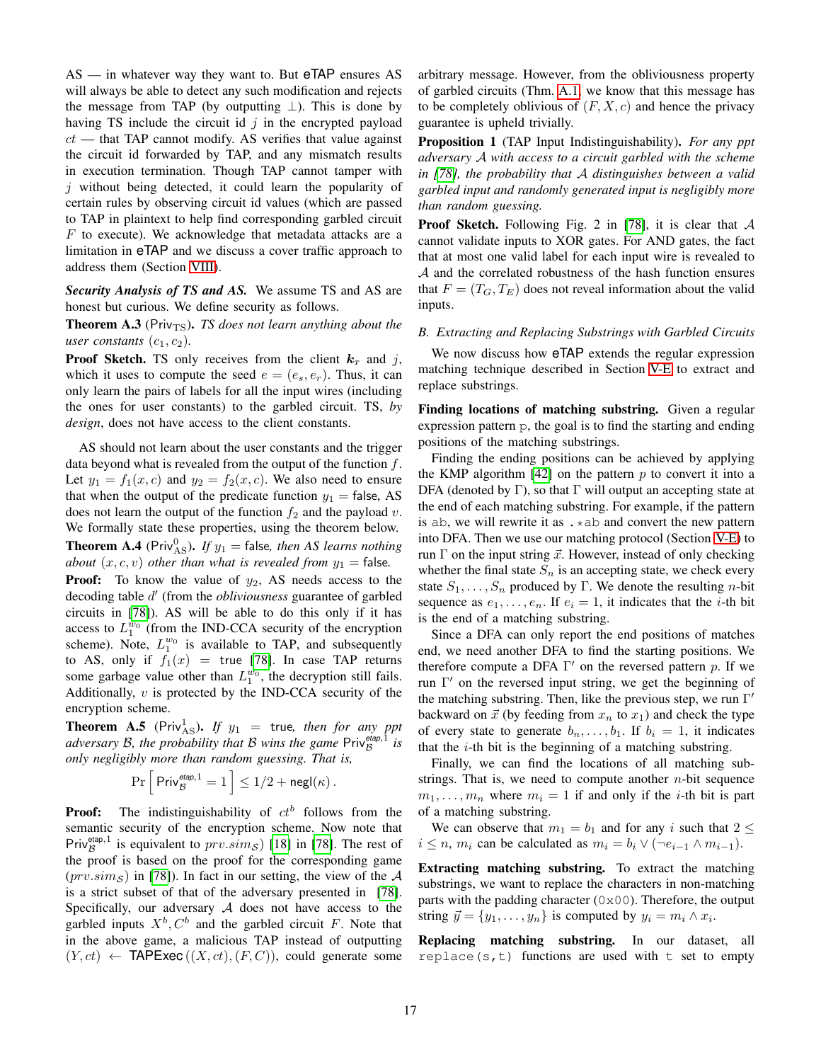AS — in whatever way they want to. But eTAP ensures AS will always be able to detect any such modification and rejects the message from TAP (by outputting $\perp$). This is done by having TS include the circuit id $j$ in the encrypted payload $ct$ — that TAP cannot modify. AS verifies that value against the circuit id forwarded by TAP, and any mismatch results in execution termination. Though TAP cannot tamper with $j$ without being detected, it could learn the popularity of certain rules by observing circuit id values (which are passed to TAP in plaintext to help find corresponding garbled circuit $F$ to execute). We acknowledge that metadata attacks are a limitation in eTAP and we discuss a cover traffic approach to address them (Section VIII).

***Security Analysis of TS and AS.*** We assume TS and AS are honest but curious. We define security as follows.

**Theorem A.3** ($\mathsf{Priv}_{\mathrm{TS}}$)**.** *TS does not learn anything about the user constants* $(c_1, c_2)$*.*

**Proof Sketch.** TS only receives from the client $\boldsymbol{k}_r$ and $j$, which it uses to compute the seed $e = (e_s, e_r)$. Thus, it can only learn the pairs of labels for all the input wires (including the ones for user constants) to the garbled circuit. TS, *by design*, does not have access to the client constants.

AS should not learn about the user constants and the trigger data beyond what is revealed from the output of the function $f$. Let $y_1 = f_1(x, c)$ and $y_2 = f_2(x, c)$. We also need to ensure that when the output of the predicate function $y_1 = \mathsf{false}$, AS does not learn the output of the function $f_2$ and the payload $v$. We formally state these properties, using the theorem below.

**Theorem A.4** ($\mathsf{Priv}^0_{\mathrm{AS}}$)**.** *If $y_1 = \mathsf{false}$, then AS learns nothing about $(x, c, v)$ other than what is revealed from $y_1 = \mathsf{false}$.*

**Proof:** To know the value of $y_2$, AS needs access to the decoding table $d'$ (from the *obliviousness* guarantee of garbled circuits in [78]). AS will be able to do this only if it has access to $L_1^{w_0}$ (from the IND-CCA security of the encryption scheme). Note, $L_1^{w_0}$ is available to TAP, and subsequently to AS, only if $f_1(x) = \mathsf{true}$ [78]. In case TAP returns some garbage value other than $L_1^{w_0}$, the decryption still fails. Additionally, $v$ is protected by the IND-CCA security of the encryption scheme.

**Theorem A.5** ($\mathsf{Priv}^1_{\mathrm{AS}}$)**.** *If $y_1 = \mathsf{true}$, then for any ppt adversary $\mathcal{B}$, the probability that $\mathcal{B}$ wins the game $\mathsf{Priv}^{etap,1}_{\mathcal{B}}$ is only negligibly more than random guessing. That is,*

$$\Pr\left[\,\mathsf{Priv}^{etap,1}_{\mathcal{B}} = 1\,\right] \leq 1/2 + \mathsf{negl}(\kappa)\,.$$

**Proof:** The indistinguishability of $ct^b$ follows from the semantic security of the encryption scheme. Now note that $\mathsf{Priv}^{\mathsf{etap},1}_{\mathcal{B}}$ is equivalent to $prv.sim_{\mathcal{S}}$) [18] in [78]. The rest of the proof is based on the proof for the corresponding game ($prv.sim_{\mathcal{S}}$) in [78]). In fact in our setting, the view of the $\mathcal{A}$ is a strict subset of that of the adversary presented in [78]. Specifically, our adversary $\mathcal{A}$ does not have access to the garbled inputs $X^b, C^b$ and the garbled circuit $F$. Note that in the above game, a malicious TAP instead of outputting $(Y, ct) \leftarrow \mathsf{TAPExec}\left((X, ct), (F, C)\right)$, could generate some arbitrary message. However, from the obliviousness property of garbled circuits (Thm. A.1, we know that this message has to be completely oblivious of $(F, X, c)$ and hence the privacy guarantee is upheld trivially.

**Proposition 1** (TAP Input Indistinguishability)**.** *For any ppt adversary $\mathcal{A}$ with access to a circuit garbled with the scheme in [78], the probability that $\mathcal{A}$ distinguishes between a valid garbled input and randomly generated input is negligibly more than random guessing.*

**Proof Sketch.** Following Fig. 2 in [78], it is clear that $\mathcal{A}$ cannot validate inputs to XOR gates. For AND gates, the fact that at most one valid label for each input wire is revealed to $\mathcal{A}$ and the correlated robustness of the hash function ensures that $F = (T_G, T_E)$ does not reveal information about the valid inputs.

### *B. Extracting and Replacing Substrings with Garbled Circuits*

We now discuss how eTAP extends the regular expression matching technique described in Section V-E to extract and replace substrings.

**Finding locations of matching substring.** Given a regular expression pattern p, the goal is to find the starting and ending positions of the matching substrings.

Finding the ending positions can be achieved by applying the KMP algorithm [42] on the pattern $p$ to convert it into a DFA (denoted by $\Gamma$), so that $\Gamma$ will output an accepting state at the end of each matching substring. For example, if the pattern is `ab`, we will rewrite it as `.*ab` and convert the new pattern into DFA. Then we use our matching protocol (Section V-E) to run $\Gamma$ on the input string $\vec{x}$. However, instead of only checking whether the final state $S_n$ is an accepting state, we check every state $S_1, \ldots, S_n$ produced by $\Gamma$. We denote the resulting $n$-bit sequence as $e_1, \ldots, e_n$. If $e_i = 1$, it indicates that the $i$-th bit is the end of a matching substring.

Since a DFA can only report the end positions of matches end, we need another DFA to find the starting positions. We therefore compute a DFA $\Gamma'$ on the reversed pattern $p$. If we run $\Gamma'$ on the reversed input string, we get the beginning of the matching substring. Then, like the previous step, we run $\Gamma'$ backward on $\vec{x}$ (by feeding from $x_n$ to $x_1$) and check the type of every state to generate $b_n, \ldots, b_1$. If $b_i = 1$, it indicates that the $i$-th bit is the beginning of a matching substring.

Finally, we can find the locations of all matching substrings. That is, we need to compute another $n$-bit sequence $m_1, \ldots, m_n$ where $m_i = 1$ if and only if the $i$-th bit is part of a matching substring.

We can observe that $m_1 = b_1$ and for any $i$ such that $2 \leq i \leq n$, $m_i$ can be calculated as $m_i = b_i \vee (\neg e_{i-1} \wedge m_{i-1})$.

**Extracting matching substring.** To extract the matching substrings, we want to replace the characters in non-matching parts with the padding character (`0x00`). Therefore, the output string $\vec{y} = \{y_1, \ldots, y_n\}$ is computed by $y_i = m_i \wedge x_i$.

**Replacing matching substring.** In our dataset, all `replace(s,t)` functions are used with `t` set to empty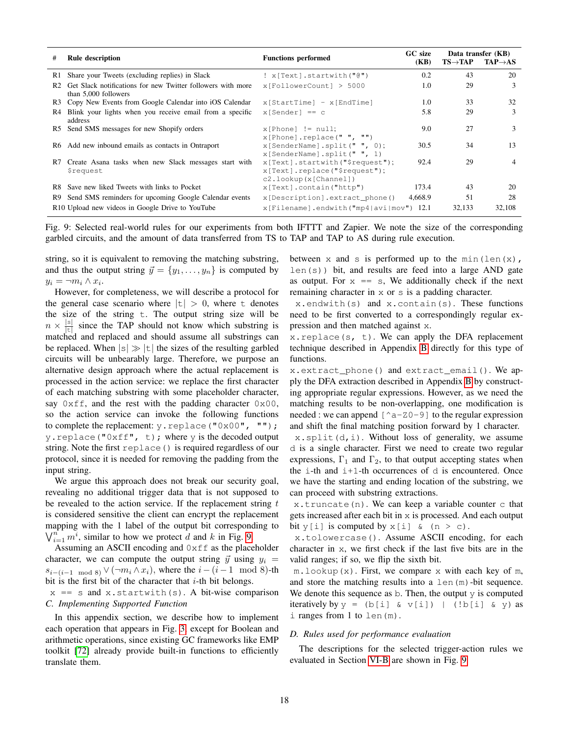| # | Rule description | Functions performed | GC size (KB) | Data transfer (KB) | |
|---|---|---|---|---|---|
| | | | | TS→TAP | TAP→AS |
| R1 | Share your Tweets (excluding replies) in Slack | `! x[Text].startwith("@")` | 0.2 | 43 | 20 |
| R2 | Get Slack notifications for new Twitter followers with more than 5,000 followers | `x[FollowerCount] > 5000` | 1.0 | 29 | 3 |
| R3 | Copy New Events from Google Calendar into iOS Calendar | `x[StartTime] - x[EndTime]` | 1.0 | 33 | 32 |
| R4 | Blink your lights when you receive email from a specific address | `x[Sender] == c` | 5.8 | 29 | 3 |
| R5 | Send SMS messages for new Shopify orders | `x[Phone] != null; x[Phone].replace(" ", "")` | 9.0 | 27 | 3 |
| R6 | Add new inbound emails as contacts in Ontraport | `x[SenderName].split(" ", 0); x[SenderName].split(" ", 1)` | 30.5 | 34 | 13 |
| R7 | Create Asana tasks when new Slack messages start with `$request` | `x[Text].startwith("$request"); x[Text].replace("$request"); c2.lookup(x[Channel])` | 92.4 | 29 | 4 |
| R8 | Save new liked Tweets with links to Pocket | `x[Text].contain("http")` | 173.4 | 43 | 20 |
| R9 | Send SMS reminders for upcoming Google Calendar events | `x[Description].extract_phone()` | 4,668.9 | 51 | 28 |
| R10 | Upload new videos in Google Drive to YouTube | `x[Filename].endwith("mp4\|avi\|mov")` | 12.1 | 32,133 | 32,108 |

Fig. 9: Selected real-world rules for our experiments from both IFTTT and Zapier. We note the size of the corresponding garbled circuits, and the amount of data transferred from TS to TAP and TAP to AS during rule execution.

string, so it is equivalent to removing the matching substring, and thus the output string $\vec{y} = \{y_1, \ldots, y_n\}$ is computed by $y_i = \neg m_i \wedge x_i$.

However, for completeness, we will describe a protocol for the general case scenario where $|\mathtt{t}| > 0$, where `t` denotes the size of the string `t`. The output string size will be $n \times \frac{|\mathtt{s}|}{|\mathtt{t}|}$ since the TAP should not know which substring is matched and replaced and should assume all substrings can be replaced. When $|\mathtt{s}| \gg |\mathtt{t}|$ the sizes of the resulting garbled circuits will be unbearably large. Therefore, we purpose an alternative design approach where the actual replacement is processed in the action service: we replace the first character of each matching substring with some placeholder character, say `0xff`, and the rest with the padding character `0x00`, so the action service can invoke the following functions to complete the replacement: `y.replace("0x00", "); y.replace("0xff", t);` where `y` is the decoded output string. Note the first `replace()` is required regardless of our protocol, since it is needed for removing the padding from the input string.

We argue this approach does not break our security goal, revealing no additional trigger data that is not supposed to be revealed to the action service. If the replacement string $t$ is considered sensitive the client can encrypt the replacement mapping with the 1 label of the output bit corresponding to $\bigvee_{i=1}^{n} m^i$, similar to how we protect $d$ and $k$ in Fig. 9.

Assuming an ASCII encoding and `0xff` as the placeholder character, we can compute the output string $\vec{y}$ using $y_i = s_{i-(i-1 \mod 8)} \vee (\neg m_i \wedge x_i)$, where the $i-(i-1 \mod 8)$-th bit is the first bit of the character that $i$-th bit belongs.

`x == s` and `x.startwith(s)`. A bit-wise comparison between `x` and `s` is performed up to the `min(len(x), len(s))` bit, and results are feed into a large AND gate as output. For `x == s`, We additionally check if the next remaining character in `x` or `s` is a padding character.

### C. Implementing Supported Function

In this appendix section, we describe how to implement each operation that appears in Fig. 3, except for Boolean and arithmetic operations, since existing GC frameworks like EMP toolkit [72] already provide built-in functions to efficiently translate them.

`x.endwith(s)` and `x.contain(s)`. These functions need to be first converted to a correspondingly regular expression and then matched against `x`.

`x.replace(s, t)`. We can apply the DFA replacement technique described in Appendix B directly for this type of functions.

`x.extract_phone()` and `extract_email()`. We apply the DFA extraction described in Appendix B by constructing appropriate regular expressions. However, as we need the matching results to be non-overlapping, one modification is needed : we can append `[^a-Z0-9]` to the regular expression and shift the final matching position forward by 1 character.

`x.split(d,i)`. Without loss of generality, we assume `d` is a single character. First we need to create two regular expressions, $\Gamma_1$ and $\Gamma_2$, to that output accepting states when the `i`-th and `i+1`-th occurrences of `d` is encountered. Once we have the starting and ending location of the substring, we can proceed with substring extractions.

`x.truncate(n)`. We can keep a variable counter `c` that gets increased after each bit in `x` is processed. And each output bit `y[i]` is computed by `x[i] & (n > c)`.

`x.tolowercase()`. Assume ASCII encoding, for each character in `x`, we first check if the last five bits are in the valid ranges; if so, we flip the sixth bit.

`m.lookup(x)`. First, we compare `x` with each key of `m`, and store the matching results into a `len(m)`-bit sequence. We denote this sequence as `b`. Then, the output `y` is computed iteratively by `y = (b[i] & v[i]) | (!b[i] & y)` as `i` ranges from 1 to `len(m)`.

### D. Rules used for performance evaluation

The descriptions for the selected trigger-action rules we evaluated in Section VI-B are shown in Fig. 9.